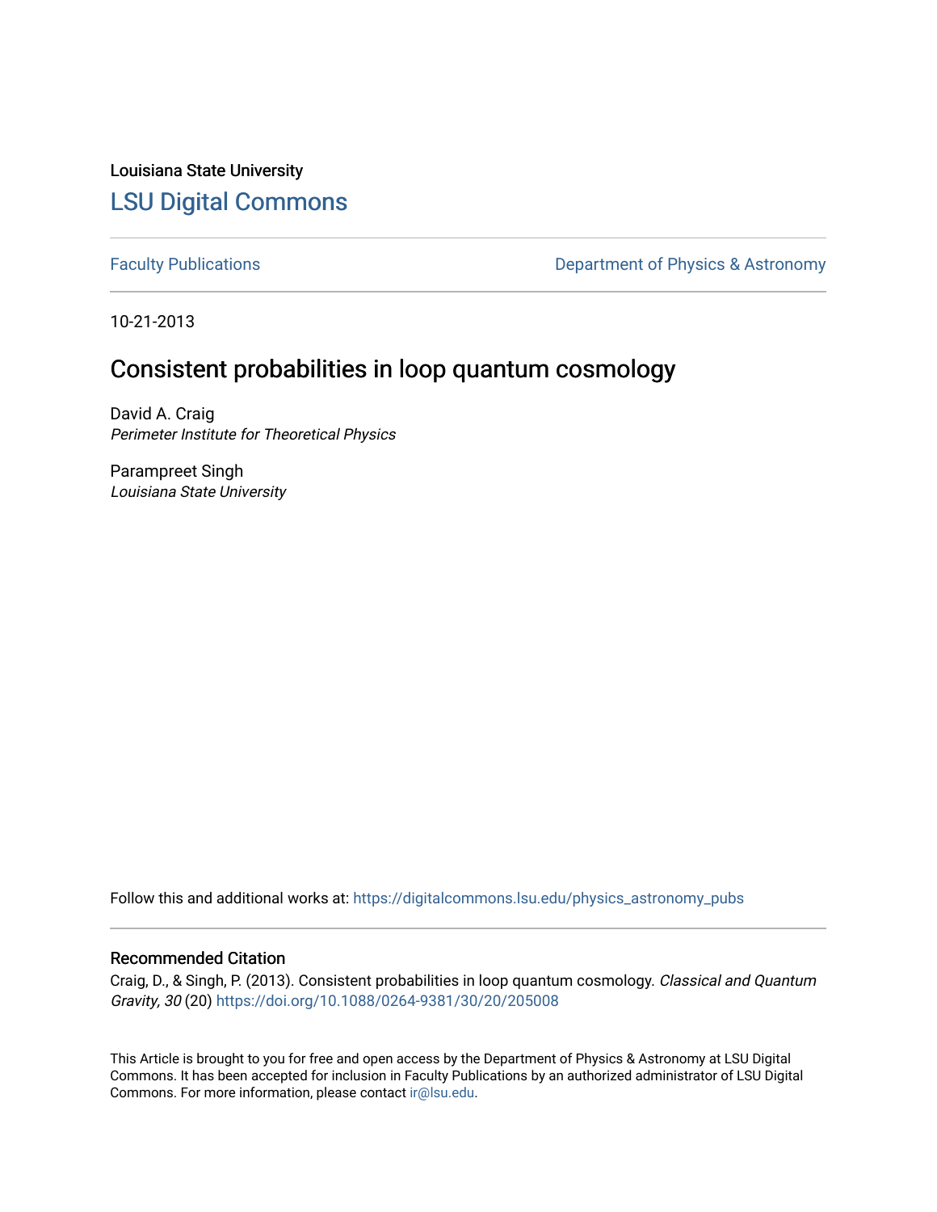Louisiana State University

## LSU Digital Commons

Faculty Publications | Department of Physics & Astronomy

10-21-2013

# Consistent probabilities in loop quantum cosmology

David A. Craig
*Perimeter Institute for Theoretical Physics*

Parampreet Singh
*Louisiana State University*

Follow this and additional works at: https://digitalcommons.lsu.edu/physics_astronomy_pubs

### Recommended Citation

Craig, D., & Singh, P. (2013). Consistent probabilities in loop quantum cosmology. *Classical and Quantum Gravity, 30* (20) https://doi.org/10.1088/0264-9381/30/20/205008

This Article is brought to you for free and open access by the Department of Physics & Astronomy at LSU Digital Commons. It has been accepted for inclusion in Faculty Publications by an authorized administrator of LSU Digital Commons. For more information, please contact ir@lsu.edu.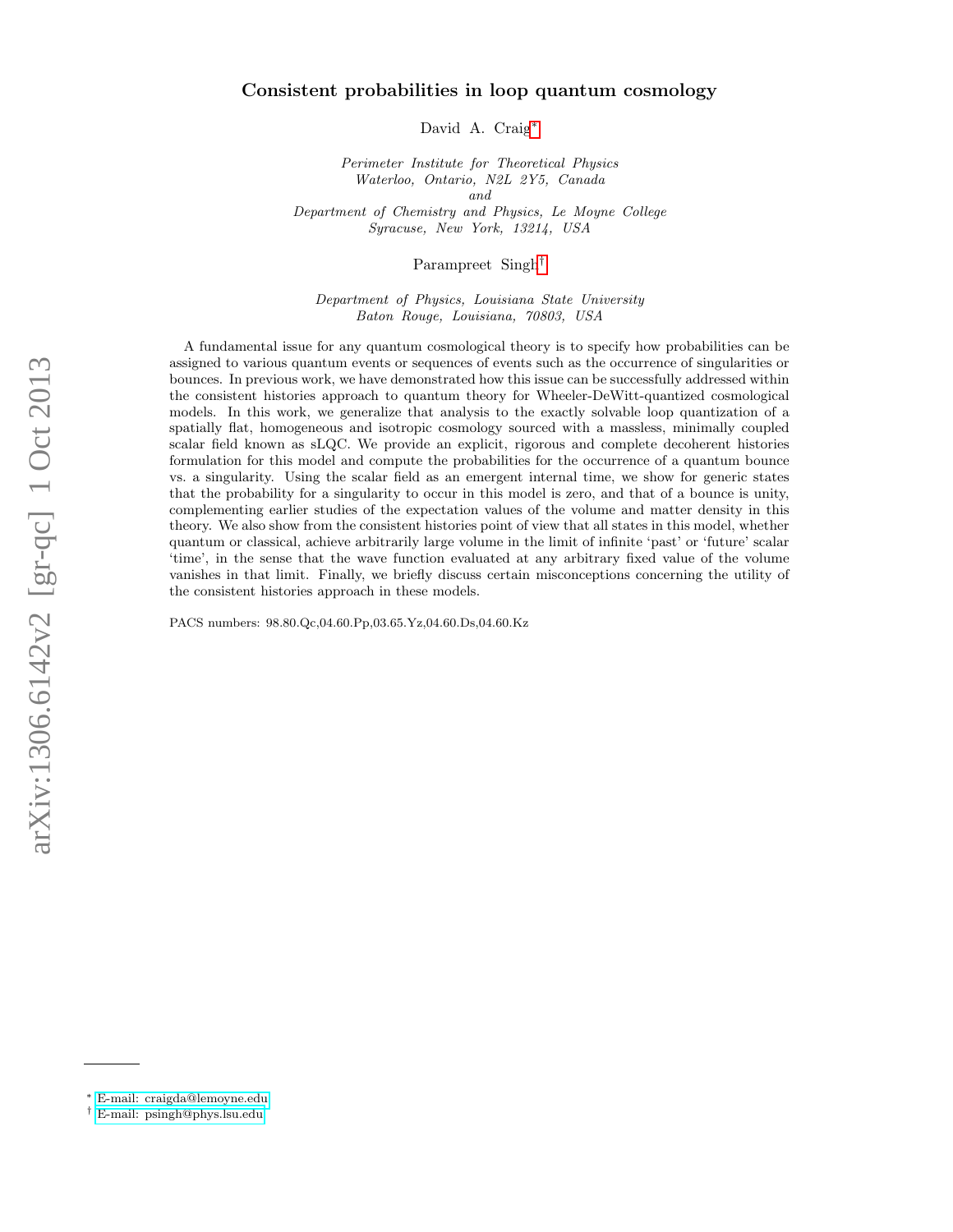# Consistent probabilities in loop quantum cosmology

David A. Craig*

*Perimeter Institute for Theoretical Physics*
*Waterloo, Ontario, N2L 2Y5, Canada*
*and*
*Department of Chemistry and Physics, Le Moyne College*
*Syracuse, New York, 13214, USA*

Parampreet Singh†

*Department of Physics, Louisiana State University*
*Baton Rouge, Louisiana, 70803, USA*

A fundamental issue for any quantum cosmological theory is to specify how probabilities can be assigned to various quantum events or sequences of events such as the occurrence of singularities or bounces. In previous work, we have demonstrated how this issue can be successfully addressed within the consistent histories approach to quantum theory for Wheeler-DeWitt-quantized cosmological models. In this work, we generalize that analysis to the exactly solvable loop quantization of a spatially flat, homogeneous and isotropic cosmology sourced with a massless, minimally coupled scalar field known as sLQC. We provide an explicit, rigorous and complete decoherent histories formulation for this model and compute the probabilities for the occurrence of a quantum bounce vs. a singularity. Using the scalar field as an emergent internal time, we show for generic states that the probability for a singularity to occur in this model is zero, and that of a bounce is unity, complementing earlier studies of the expectation values of the volume and matter density in this theory. We also show from the consistent histories point of view that all states in this model, whether quantum or classical, achieve arbitrarily large volume in the limit of infinite 'past' or 'future' scalar 'time', in the sense that the wave function evaluated at any arbitrary fixed value of the volume vanishes in that limit. Finally, we briefly discuss certain misconceptions concerning the utility of the consistent histories approach in these models.

PACS numbers: 98.80.Qc,04.60.Pp,03.65.Yz,04.60.Ds,04.60.Kz

---

* E-mail: craigda@lemoyne.edu
† E-mail: psingh@phys.lsu.edu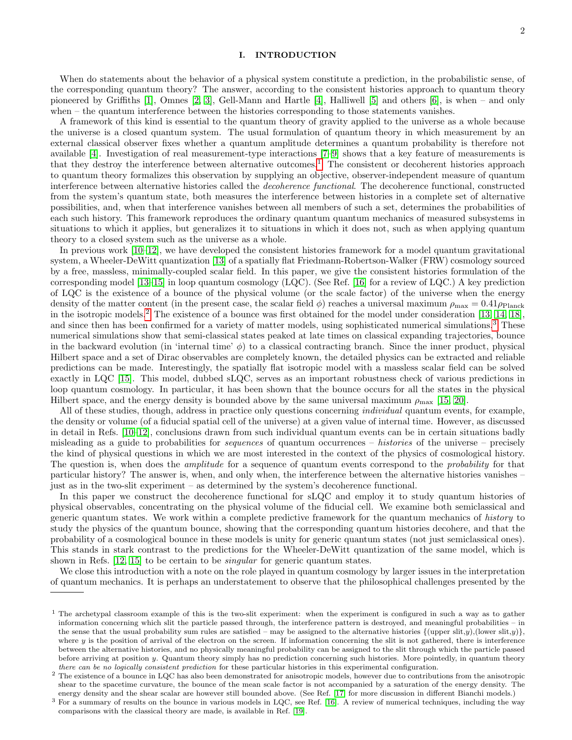## I. INTRODUCTION

When do statements about the behavior of a physical system constitute a prediction, in the probabilistic sense, of the corresponding quantum theory? The answer, according to the consistent histories approach to quantum theory pioneered by Griffiths [1], Omnes [2, 3], Gell-Mann and Hartle [4], Halliwell [5] and others [6], is when – and only when – the quantum interference between the histories corresponding to those statements vanishes.

A framework of this kind is essential to the quantum theory of gravity applied to the universe as a whole because the universe is a closed quantum system. The usual formulation of quantum theory in which measurement by an external classical observer fixes whether a quantum amplitude determines a quantum probability is therefore not available [4]. Investigation of real measurement-type interactions [7–9] shows that a key feature of measurements is that they destroy the interference between alternative outcomes.[1] The consistent or decoherent histories approach to quantum theory formalizes this observation by supplying an objective, observer-independent measure of quantum interference between alternative histories called the *decoherence functional*. The decoherence functional, constructed from the system's quantum state, both measures the interference between histories in a complete set of alternative possibilities, and, when that interference vanishes between all members of such a set, determines the probabilities of each such history. This framework reproduces the ordinary quantum quantum mechanics of measured subsystems in situations to which it applies, but generalizes it to situations in which it does not, such as when applying quantum theory to a closed system such as the universe as a whole.

In previous work [10–12], we have developed the consistent histories framework for a model quantum gravitational system, a Wheeler-DeWitt quantization [13] of a spatially flat Friedmann-Robertson-Walker (FRW) cosmology sourced by a free, massless, minimally-coupled scalar field. In this paper, we give the consistent histories formulation of the corresponding model [13–15] in loop quantum cosmology (LQC). (See Ref. [16] for a review of LQC.) A key prediction of LQC is the existence of a bounce of the physical volume (or the scale factor) of the universe when the energy density of the matter content (in the present case, the scalar field $\phi$) reaches a universal maximum $\rho_{\rm max} = 0.41\rho_{\rm Planck}$ in the isotropic models.[2] The existence of a bounce was first obtained for the model under consideration [13, 14, 18], and since then has been confirmed for a variety of matter models, using sophisticated numerical simulations.[3] These numerical simulations show that semi-classical states peaked at late times on classical expanding trajectories, bounce in the backward evolution (in 'internal time' $\phi$) to a classical contracting branch. Since the inner product, physical Hilbert space and a set of Dirac observables are completely known, the detailed physics can be extracted and reliable predictions can be made. Interestingly, the spatially flat isotropic model with a massless scalar field can be solved exactly in LQC [15]. This model, dubbed sLQC, serves as an important robustness check of various predictions in loop quantum cosmology. In particular, it has been shown that the bounce occurs for all the states in the physical Hilbert space, and the energy density is bounded above by the same universal maximum $\rho_{\rm max}$ [15, 20].

All of these studies, though, address in practice only questions concerning *individual* quantum events, for example, the density or volume (of a fiducial spatial cell of the universe) at a given value of internal time. However, as discussed in detail in Refs. [10–12], conclusions drawn from such individual quantum events can be in certain situations badly misleading as a guide to probabilities for *sequences* of quantum occurrences – *histories* of the universe – precisely the kind of physical questions in which we are most interested in the context of the physics of cosmological history. The question is, when does the *amplitude* for a sequence of quantum events correspond to the *probability* for that particular history? The answer is, when, and only when, the interference between the alternative histories vanishes – just as in the two-slit experiment – as determined by the system's decoherence functional.

In this paper we construct the decoherence functional for sLQC and employ it to study quantum histories of physical observables, concentrating on the physical volume of the fiducial cell. We examine both semiclassical and generic quantum states. We work within a complete predictive framework for the quantum mechanics of *history* to study the physics of the quantum bounce, showing that the corresponding quantum histories decohere, and that the probability of a cosmological bounce in these models is unity for generic quantum states (not just semiclassical ones). This stands in stark contrast to the predictions for the Wheeler-DeWitt quantization of the same model, which is shown in Refs. [12, 15] to be certain to be *singular* for generic quantum states.

We close this introduction with a note on the role played in quantum cosmology by larger issues in the interpretation of quantum mechanics. It is perhaps an understatement to observe that the philosophical challenges presented by the

---

[1] The archetypal classroom example of this is the two-slit experiment: when the experiment is configured in such a way as to gather information concerning which slit the particle passed through, the interference pattern is destroyed, and meaningful probabilities – in the sense that the usual probability sum rules are satisfied – may be assigned to the alternative histories {(upper slit,$y$),(lower slit,$y$)}, where $y$ is the position of arrival of the electron on the screen. If information concerning the slit is not gathered, there is interference between the alternative histories, and no physically meaningful probability can be assigned to the slit through which the particle passed before arriving at position $y$. Quantum theory simply has no prediction concerning such histories. More pointedly, in quantum theory *there can be no logically consistent prediction* for these particular histories in this experimental configuration.

[2] The existence of a bounce in LQC has also been demonstrated for anisotropic models, however due to contributions from the anisotropic shear to the spacetime curvature, the bounce of the mean scale factor is not accompanied by a saturation of the energy density. The energy density and the shear scalar are however still bounded above. (See Ref. [17] for more discussion in different Bianchi models.)

[3] For a summary of results on the bounce in various models in LQC, see Ref. [16]. A review of numerical techniques, including the way comparisons with the classical theory are made, is available in Ref. [19].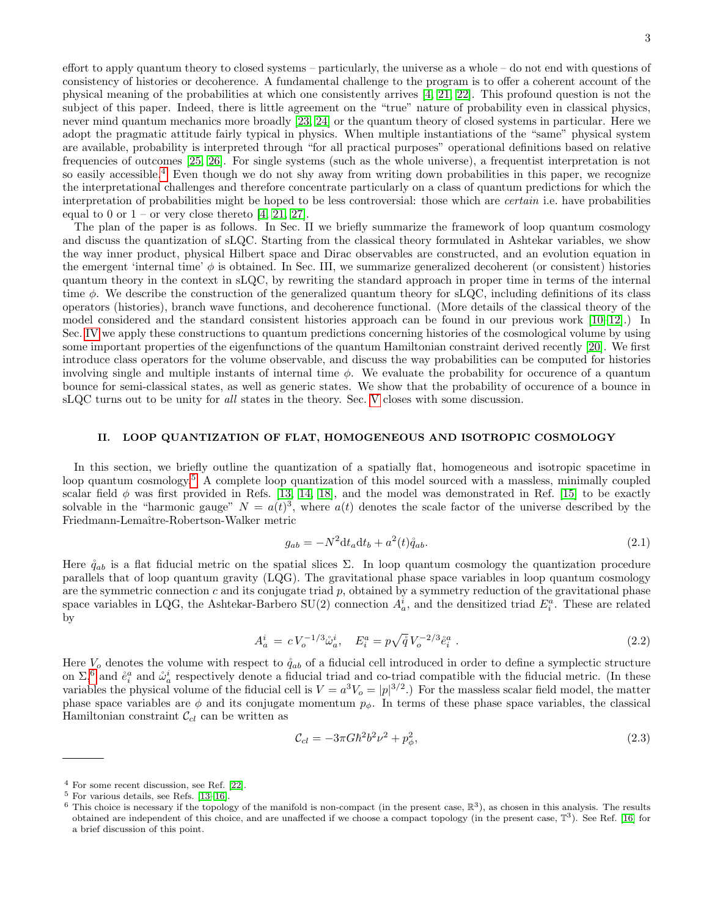effort to apply quantum theory to closed systems – particularly, the universe as a whole – do not end with questions of consistency of histories or decoherence. A fundamental challenge to the program is to offer a coherent account of the physical meaning of the probabilities at which one consistently arrives [4, 21, 22]. This profound question is not the subject of this paper. Indeed, there is little agreement on the "true" nature of probability even in classical physics, never mind quantum mechanics more broadly [23, 24] or the quantum theory of closed systems in particular. Here we adopt the pragmatic attitude fairly typical in physics. When multiple instantiations of the "same" physical system are available, probability is interpreted through "for all practical purposes" operational definitions based on relative frequencies of outcomes [25, 26]. For single systems (such as the whole universe), a frequentist interpretation is not so easily accessible.[4] Even though we do not shy away from writing down probabilities in this paper, we recognize the interpretational challenges and therefore concentrate particularly on a class of quantum predictions for which the interpretation of probabilities might be hoped to be less controversial: those which are *certain* i.e. have probabilities equal to 0 or 1 – or very close thereto [4, 21, 27].

The plan of the paper is as follows. In Sec. II we briefly summarize the framework of loop quantum cosmology and discuss the quantization of sLQC. Starting from the classical theory formulated in Ashtekar variables, we show the way inner product, physical Hilbert space and Dirac observables are constructed, and an evolution equation in the emergent 'internal time' $\phi$ is obtained. In Sec. III, we summarize generalized decoherent (or consistent) histories quantum theory in the context in sLQC, by rewriting the standard approach in proper time in terms of the internal time $\phi$. We describe the construction of the generalized quantum theory for sLQC, including definitions of its class operators (histories), branch wave functions, and decoherence functional. (More details of the classical theory of the model considered and the standard consistent histories approach can be found in our previous work [10–12].) In Sec. IV we apply these constructions to quantum predictions concerning histories of the cosmological volume by using some important properties of the eigenfunctions of the quantum Hamiltonian constraint derived recently [20]. We first introduce class operators for the volume observable, and discuss the way probabilities can be computed for histories involving single and multiple instants of internal time $\phi$. We evaluate the probability for occurence of a quantum bounce for semi-classical states, as well as generic states. We show that the probability of occurence of a bounce in sLQC turns out to be unity for *all* states in the theory. Sec. V closes with some discussion.

## II. LOOP QUANTIZATION OF FLAT, HOMOGENEOUS AND ISOTROPIC COSMOLOGY

In this section, we briefly outline the quantization of a spatially flat, homogeneous and isotropic spacetime in loop quantum cosmology.[5] A complete loop quantization of this model sourced with a massless, minimally coupled scalar field $\phi$ was first provided in Refs. [13, 14, 18], and the model was demonstrated in Ref. [15] to be exactly solvable in the "harmonic gauge" $N = a(t)^3$, where $a(t)$ denotes the scale factor of the universe described by the Friedmann-Lemaître-Robertson-Walker metric

$$g_{ab} = -N^2 \mathrm{d}t_a \mathrm{d}t_b + a^2(t)\mathring{q}_{ab}. \tag{2.1}$$

Here $\mathring{q}_{ab}$ is a flat fiducial metric on the spatial slices $\Sigma$. In loop quantum cosmology the quantization procedure parallels that of loop quantum gravity (LQG). The gravitational phase space variables in loop quantum cosmology are the symmetric connection $c$ and its conjugate triad $p$, obtained by a symmetry reduction of the gravitational phase space variables in LQG, the Ashtekar-Barbero SU(2) connection $A_a^i$, and the densitized triad $E_i^a$. These are related by

$$A_a^i \,=\, c\, V_o^{-1/3} \mathring{\omega}_a^i, \quad E_i^a = p \sqrt{\mathring{q}}\, V_o^{-2/3} \mathring{e}_i^a\ . \tag{2.2}$$

Here $V_o$ denotes the volume with respect to $\mathring{q}_{ab}$ of a fiducial cell introduced in order to define a symplectic structure on $\Sigma$,[6] and $\mathring{e}_i^a$ and $\mathring{\omega}_a^i$ respectively denote a fiducial triad and co-triad compatible with the fiducial metric. (In these variables the physical volume of the fiducial cell is $V = a^3 V_o = |p|^{3/2}$.) For the massless scalar field model, the matter phase space variables are $\phi$ and its conjugate momentum $p_\phi$. In terms of these phase space variables, the classical Hamiltonian constraint $\mathcal{C}_{cl}$ can be written as

$$\mathcal{C}_{cl} = -3\pi G \hbar^2 b^2 \nu^2 + p_\phi^2, \tag{2.3}$$

---

[4] For some recent discussion, see Ref. [22].

[5] For various details, see Refs. [13–16].

[6] This choice is necessary if the topology of the manifold is non-compact (in the present case, $\mathbb{R}^3$), as chosen in this analysis. The results obtained are independent of this choice, and are unaffected if we choose a compact topology (in the present case, $\mathbb{T}^3$). See Ref. [16] for a brief discussion of this point.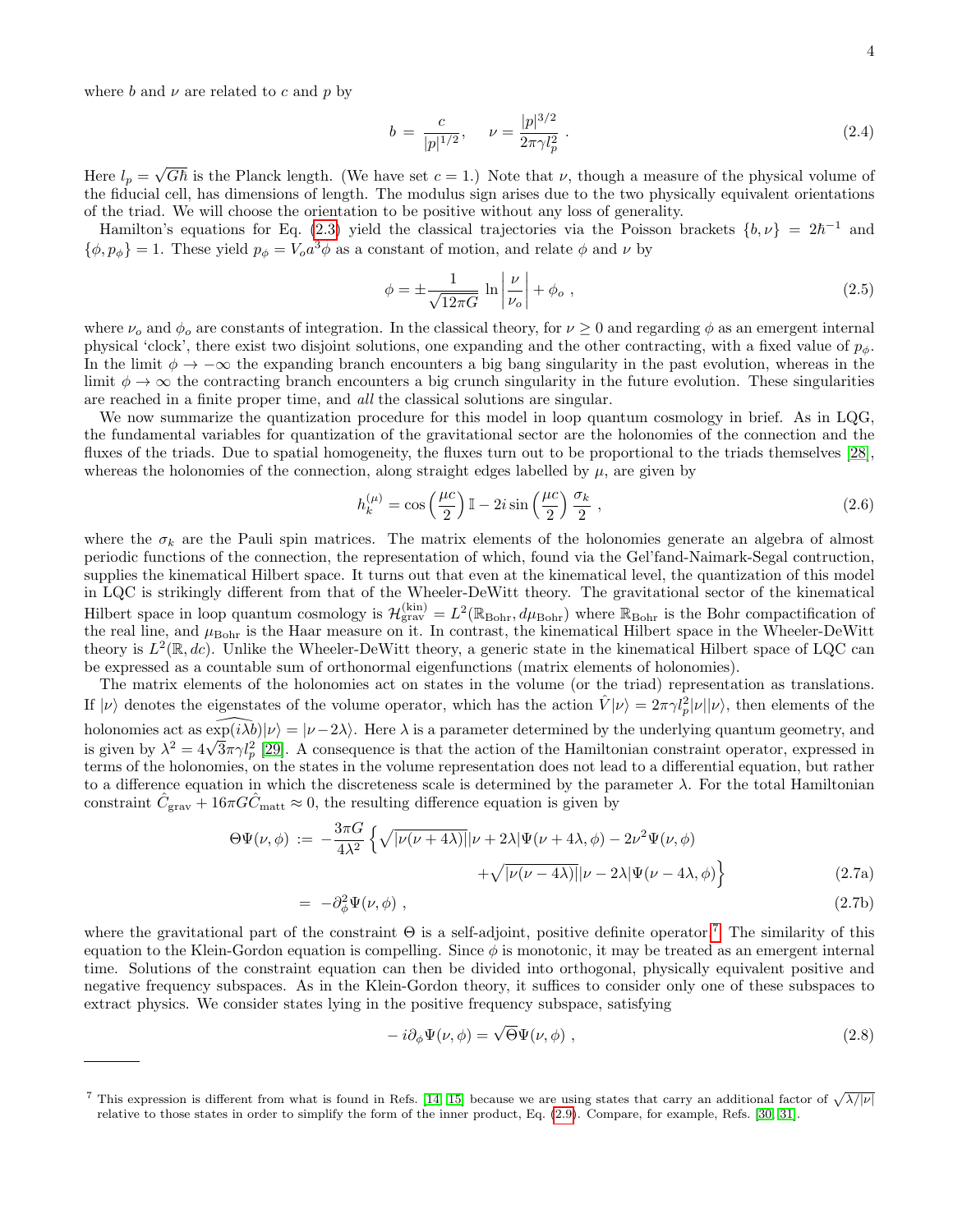where $b$ and $\nu$ are related to $c$ and $p$ by

$$b = \frac{c}{|p|^{1/2}}, \quad \nu = \frac{|p|^{3/2}}{2\pi\gamma l_p^2} . \tag{2.4}$$

Here $l_p = \sqrt{G\hbar}$ is the Planck length. (We have set $c = 1$.) Note that $\nu$, though a measure of the physical volume of the fiducial cell, has dimensions of length. The modulus sign arises due to the two physically equivalent orientations of the triad. We will choose the orientation to be positive without any loss of generality.

Hamilton's equations for Eq. (2.3) yield the classical trajectories via the Poisson brackets $\{b, \nu\} = 2\hbar^{-1}$ and $\{\phi, p_\phi\} = 1$. These yield $p_\phi = V_o a^3 \dot{\phi}$ as a constant of motion, and relate $\phi$ and $\nu$ by

$$\phi = \pm \frac{1}{\sqrt{12\pi G}} \ln \left| \frac{\nu}{\nu_o} \right| + \phi_o , \tag{2.5}$$

where $\nu_o$ and $\phi_o$ are constants of integration. In the classical theory, for $\nu \geq 0$ and regarding $\phi$ as an emergent internal physical 'clock', there exist two disjoint solutions, one expanding and the other contracting, with a fixed value of $p_\phi$. In the limit $\phi \to -\infty$ the expanding branch encounters a big bang singularity in the past evolution, whereas in the limit $\phi \to \infty$ the contracting branch encounters a big crunch singularity in the future evolution. These singularities are reached in a finite proper time, and *all* the classical solutions are singular.

We now summarize the quantization procedure for this model in loop quantum cosmology in brief. As in LQG, the fundamental variables for quantization of the gravitational sector are the holonomies of the connection and the fluxes of the triads. Due to spatial homogeneity, the fluxes turn out to be proportional to the triads themselves [28], whereas the holonomies of the connection, along straight edges labelled by $\mu$, are given by

$$h_k^{(\mu)} = \cos\left(\frac{\mu c}{2}\right) \mathbb{I} - 2i \sin\left(\frac{\mu c}{2}\right) \frac{\sigma_k}{2} , \tag{2.6}$$

where the $\sigma_k$ are the Pauli spin matrices. The matrix elements of the holonomies generate an algebra of almost periodic functions of the connection, the representation of which, found via the Gel'fand-Naimark-Segal contruction, supplies the kinematical Hilbert space. It turns out that even at the kinematical level, the quantization of this model in LQC is strikingly different from that of the Wheeler-DeWitt theory. The gravitational sector of the kinematical Hilbert space in loop quantum cosmology is $\mathcal{H}_{\text{grav}}^{(\text{kin})} = L^2(\mathbb{R}_{\text{Bohr}}, d\mu_{\text{Bohr}})$ where $\mathbb{R}_{\text{Bohr}}$ is the Bohr compactification of the real line, and $\mu_{\text{Bohr}}$ is the Haar measure on it. In contrast, the kinematical Hilbert space in the Wheeler-DeWitt theory is $L^2(\mathbb{R}, dc)$. Unlike the Wheeler-DeWitt theory, a generic state in the kinematical Hilbert space of LQC can be expressed as a countable sum of orthonormal eigenfunctions (matrix elements of holonomies).

The matrix elements of the holonomies act on states in the volume (or the triad) representation as translations. If $|\nu\rangle$ denotes the eigenstates of the volume operator, which has the action $\hat{V}|\nu\rangle = 2\pi\gamma l_p^2 |\nu| |\nu\rangle$, then elements of the holonomies act as $\widehat{\exp(i\lambda b)}|\nu\rangle = |\nu - 2\lambda\rangle$. Here $\lambda$ is a parameter determined by the underlying quantum geometry, and is given by $\lambda^2 = 4\sqrt{3}\pi\gamma l_p^2$ [29]. A consequence is that the action of the Hamiltonian constraint operator, expressed in terms of the holonomies, on the states in the volume representation does not lead to a differential equation, but rather to a difference equation in which the discreteness scale is determined by the parameter $\lambda$. For the total Hamiltonian constraint $\hat{C}_{\text{grav}} + 16\pi G \hat{C}_{\text{matt}} \approx 0$, the resulting difference equation is given by

$$\begin{aligned} \Theta\Psi(\nu, \phi) := & -\frac{3\pi G}{4\lambda^2} \Big\{ \sqrt{|\nu(\nu + 4\lambda)|}|\nu + 2\lambda|\Psi(\nu + 4\lambda, \phi) - 2\nu^2 \Psi(\nu, \phi) \\ & \qquad\qquad + \sqrt{|\nu(\nu - 4\lambda)|}|\nu - 2\lambda|\Psi(\nu - 4\lambda, \phi) \Big\} \qquad (2.7a) \\ = & -\partial_\phi^2 \Psi(\nu, \phi) , \qquad (2.7b) \end{aligned}$$

where the gravitational part of the constraint $\Theta$ is a self-adjoint, positive definite operator.[7] The similarity of this equation to the Klein-Gordon equation is compelling. Since $\phi$ is monotonic, it may be treated as an emergent internal time. Solutions of the constraint equation can then be divided into orthogonal, physically equivalent positive and negative frequency subspaces. As in the Klein-Gordon theory, it suffices to consider only one of these subspaces to extract physics. We consider states lying in the positive frequency subspace, satisfying

$$-i\partial_\phi \Psi(\nu, \phi) = \sqrt{\Theta}\Psi(\nu, \phi) , \tag{2.8}$$

---

[7] This expression is different from what is found in Refs. [14, 15] because we are using states that carry an additional factor of $\sqrt{\lambda/|\nu|}$ relative to those states in order to simplify the form of the inner product, Eq. (2.9). Compare, for example, Refs. [30, 31].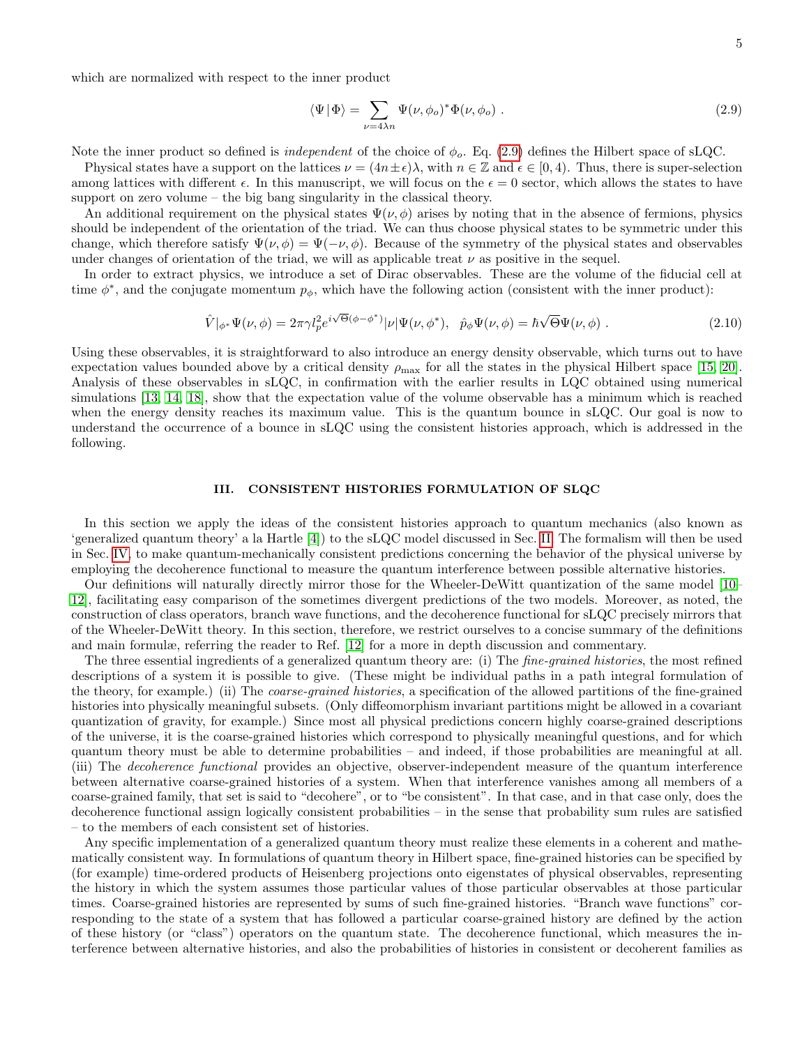which are normalized with respect to the inner product

$$\langle \Psi \,|\, \Phi \rangle = \sum_{\nu = 4\lambda n} \Psi(\nu, \phi_o)^* \Phi(\nu, \phi_o) \; . \tag{2.9}$$

Note the inner product so defined is *independent* of the choice of $\phi_o$. Eq. (2.9) defines the Hilbert space of sLQC.

Physical states have a support on the lattices $\nu = (4n \pm \epsilon)\lambda$, with $n \in \mathbb{Z}$ and $\epsilon \in [0, 4)$. Thus, there is super-selection among lattices with different $\epsilon$. In this manuscript, we will focus on the $\epsilon = 0$ sector, which allows the states to have support on zero volume – the big bang singularity in the classical theory.

An additional requirement on the physical states $\Psi(\nu, \phi)$ arises by noting that in the absence of fermions, physics should be independent of the orientation of the triad. We can thus choose physical states to be symmetric under this change, which therefore satisfy $\Psi(\nu, \phi) = \Psi(-\nu, \phi)$. Because of the symmetry of the physical states and observables under changes of orientation of the triad, we will as applicable treat $\nu$ as positive in the sequel.

In order to extract physics, we introduce a set of Dirac observables. These are the volume of the fiducial cell at time $\phi^*$, and the conjugate momentum $p_\phi$, which have the following action (consistent with the inner product):

$$\hat{V}|_{\phi^*} \Psi(\nu, \phi) = 2\pi\gamma l_p^2 e^{i\sqrt{\Theta}(\phi - \phi^*)} |\nu| \Psi(\nu, \phi^*), \quad \hat{p}_\phi \Psi(\nu, \phi) = \hbar\sqrt{\Theta}\Psi(\nu, \phi) \; . \tag{2.10}$$

Using these observables, it is straightforward to also introduce an energy density observable, which turns out to have expectation values bounded above by a critical density $\rho_{\mathrm{max}}$ for all the states in the physical Hilbert space [15, 20]. Analysis of these observables in sLQC, in confirmation with the earlier results in LQC obtained using numerical simulations [13, 14, 18], show that the expectation value of the volume observable has a minimum which is reached when the energy density reaches its maximum value. This is the quantum bounce in sLQC. Our goal is now to understand the occurrence of a bounce in sLQC using the consistent histories approach, which is addressed in the following.

## III. CONSISTENT HISTORIES FORMULATION OF SLQC

In this section we apply the ideas of the consistent histories approach to quantum mechanics (also known as 'generalized quantum theory' a la Hartle [4]) to the sLQC model discussed in Sec. II. The formalism will then be used in Sec. IV, to make quantum-mechanically consistent predictions concerning the behavior of the physical universe by employing the decoherence functional to measure the quantum interference between possible alternative histories.

Our definitions will naturally directly mirror those for the Wheeler-DeWitt quantization of the same model [10–12], facilitating easy comparison of the sometimes divergent predictions of the two models. Moreover, as noted, the construction of class operators, branch wave functions, and the decoherence functional for sLQC precisely mirrors that of the Wheeler-DeWitt theory. In this section, therefore, we restrict ourselves to a concise summary of the definitions and main formulæ, referring the reader to Ref. [12] for a more in depth discussion and commentary.

The three essential ingredients of a generalized quantum theory are: (i) The *fine-grained histories*, the most refined descriptions of a system it is possible to give. (These might be individual paths in a path integral formulation of the theory, for example.) (ii) The *coarse-grained histories*, a specification of the allowed partitions of the fine-grained histories into physically meaningful subsets. (Only diffeomorphism invariant partitions might be allowed in a covariant quantization of gravity, for example.) Since most all physical predictions concern highly coarse-grained descriptions of the universe, it is the coarse-grained histories which correspond to physically meaningful questions, and for which quantum theory must be able to determine probabilities – and indeed, if those probabilities are meaningful at all. (iii) The *decoherence functional* provides an objective, observer-independent measure of the quantum interference between alternative coarse-grained histories of a system. When that interference vanishes among all members of a coarse-grained family, that set is said to "decohere", or to "be consistent". In that case, and in that case only, does the decoherence functional assign logically consistent probabilities – in the sense that probability sum rules are satisfied – to the members of each consistent set of histories.

Any specific implementation of a generalized quantum theory must realize these elements in a coherent and mathematically consistent way. In formulations of quantum theory in Hilbert space, fine-grained histories can be specified by (for example) time-ordered products of Heisenberg projections onto eigenstates of physical observables, representing the history in which the system assumes those particular values of those particular observables at those particular times. Coarse-grained histories are represented by sums of such fine-grained histories. "Branch wave functions" corresponding to the state of a system that has followed a particular coarse-grained history are defined by the action of these history (or "class") operators on the quantum state. The decoherence functional, which measures the interference between alternative histories, and also the probabilities of histories in consistent or decoherent families as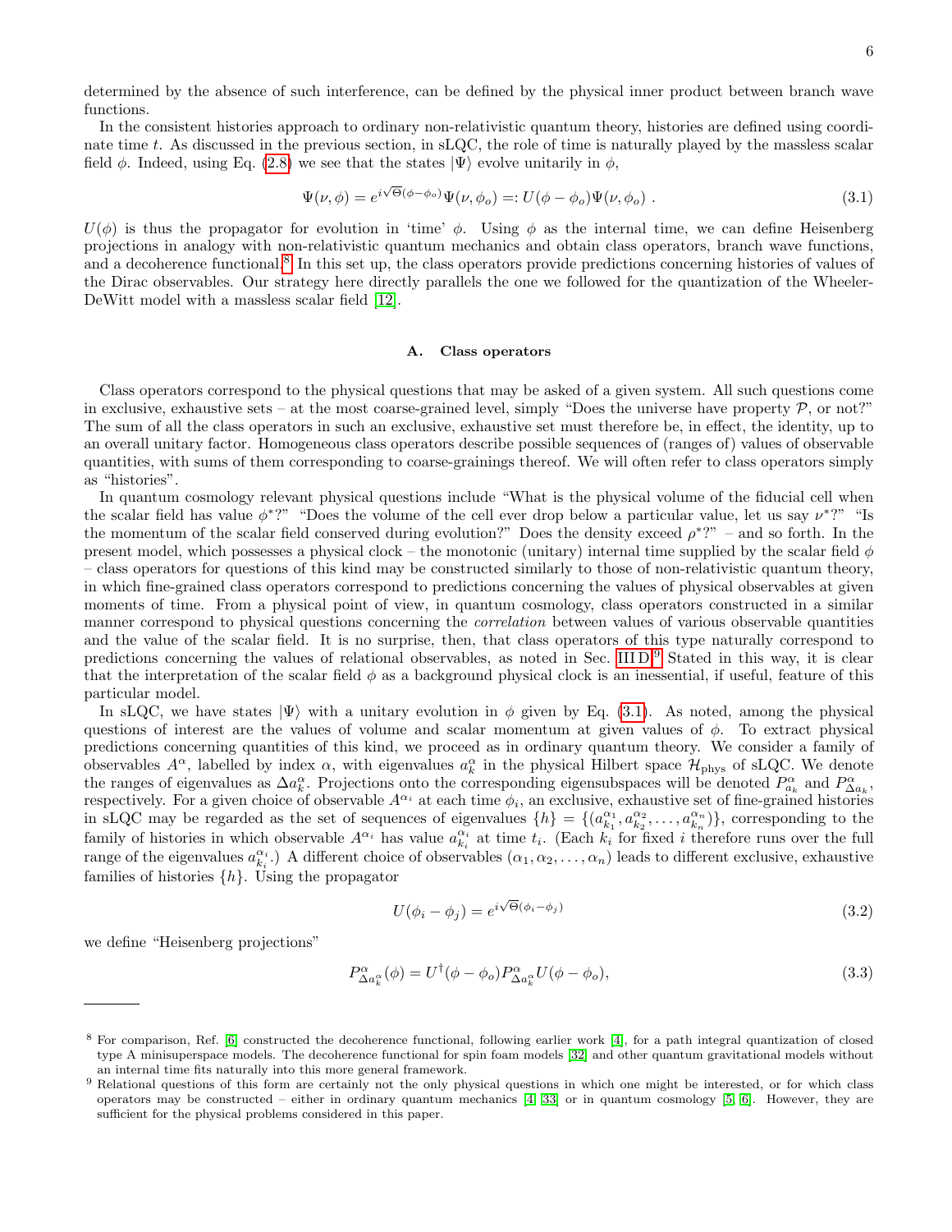determined by the absence of such interference, can be defined by the physical inner product between branch wave functions.

In the consistent histories approach to ordinary non-relativistic quantum theory, histories are defined using coordinate time $t$. As discussed in the previous section, in sLQC, the role of time is naturally played by the massless scalar field $\phi$. Indeed, using Eq. (2.8) we see that the states $|\Psi\rangle$ evolve unitarily in $\phi$,

$$\Psi(\nu,\phi) = e^{i\sqrt{\Theta}(\phi-\phi_o)}\Psi(\nu,\phi_o) =: U(\phi-\phi_o)\Psi(\nu,\phi_o)\ . \tag{3.1}$$

$U(\phi)$ is thus the propagator for evolution in 'time' $\phi$. Using $\phi$ as the internal time, we can define Heisenberg projections in analogy with non-relativistic quantum mechanics and obtain class operators, branch wave functions, and a decoherence functional.[8] In this set up, the class operators provide predictions concerning histories of values of the Dirac observables. Our strategy here directly parallels the one we followed for the quantization of the Wheeler-DeWitt model with a massless scalar field [12].

### A. Class operators

Class operators correspond to the physical questions that may be asked of a given system. All such questions come in exclusive, exhaustive sets – at the most coarse-grained level, simply "Does the universe have property $\mathcal{P}$, or not?" The sum of all the class operators in such an exclusive, exhaustive set must therefore be, in effect, the identity, up to an overall unitary factor. Homogeneous class operators describe possible sequences of (ranges of) values of observable quantities, with sums of them corresponding to coarse-grainings thereof. We will often refer to class operators simply as "histories".

In quantum cosmology relevant physical questions include "What is the physical volume of the fiducial cell when the scalar field has value $\phi^*$?" "Does the volume of the cell ever drop below a particular value, let us say $\nu^*$?" "Is the momentum of the scalar field conserved during evolution?" Does the density exceed $\rho^*$?" – and so forth. In the present model, which possesses a physical clock – the monotonic (unitary) internal time supplied by the scalar field $\phi$ – class operators for questions of this kind may be constructed similarly to those of non-relativistic quantum theory, in which fine-grained class operators correspond to predictions concerning the values of physical observables at given moments of time. From a physical point of view, in quantum cosmology, class operators constructed in a similar manner correspond to physical questions concerning the *correlation* between values of various observable quantities and the value of the scalar field. It is no surprise, then, that class operators of this type naturally correspond to predictions concerning the values of relational observables, as noted in Sec. III D.[9] Stated in this way, it is clear that the interpretation of the scalar field $\phi$ as a background physical clock is an inessential, if useful, feature of this particular model.

In sLQC, we have states $|\Psi\rangle$ with a unitary evolution in $\phi$ given by Eq. (3.1). As noted, among the physical questions of interest are the values of volume and scalar momentum at given values of $\phi$. To extract physical predictions concerning quantities of this kind, we proceed as in ordinary quantum theory. We consider a family of observables $A^\alpha$, labelled by index $\alpha$, with eigenvalues $a^\alpha_k$ in the physical Hilbert space $\mathcal{H}_{\rm phys}$ of sLQC. We denote the ranges of eigenvalues as $\Delta a^\alpha_k$. Projections onto the corresponding eigensubspaces will be denoted $P^\alpha_{a_k}$ and $P^\alpha_{\Delta a_k}$, respectively. For a given choice of observable $A^{\alpha_i}$ at each time $\phi_i$, an exclusive, exhaustive set of fine-grained histories in sLQC may be regarded as the set of sequences of eigenvalues $\{h\} = \{(a^{\alpha_1}_{k_1}, a^{\alpha_2}_{k_2}, \ldots, a^{\alpha_n}_{k_n})\}$, corresponding to the family of histories in which observable $A^{\alpha_i}$ has value $a^{\alpha_i}_{k_i}$ at time $t_i$. (Each $k_i$ for fixed $i$ therefore runs over the full range of the eigenvalues $a^{\alpha_i}_{k_i}$.) A different choice of observables $(\alpha_1, \alpha_2, \ldots, \alpha_n)$ leads to different exclusive, exhaustive families of histories $\{h\}$. Using the propagator

$$U(\phi_i-\phi_j) = e^{i\sqrt{\Theta}(\phi_i-\phi_j)} \tag{3.2}$$

we define "Heisenberg projections"

$$P^\alpha_{\Delta a^\alpha_k}(\phi) = U^\dagger(\phi-\phi_o)P^\alpha_{\Delta a^\alpha_k}U(\phi-\phi_o), \tag{3.3}$$

---

[8] For comparison, Ref. [6] constructed the decoherence functional, following earlier work [4], for a path integral quantization of closed type A minisuperspace models. The decoherence functional for spin foam models [32] and other quantum gravitational models without an internal time fits naturally into this more general framework.

[9] Relational questions of this form are certainly not the only physical questions in which one might be interested, or for which class operators may be constructed – either in ordinary quantum mechanics [4, 33] or in quantum cosmology [5, 6]. However, they are sufficient for the physical problems considered in this paper.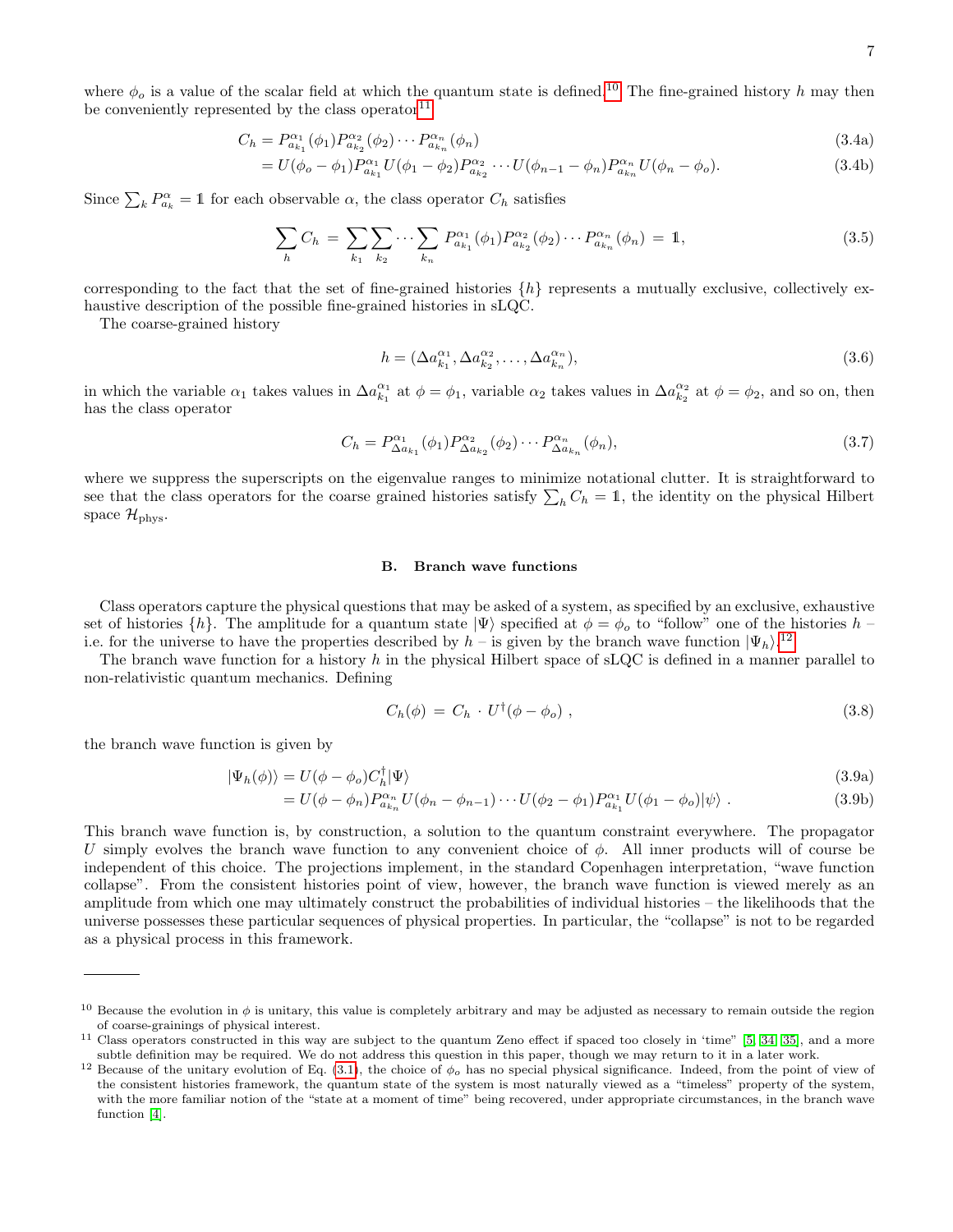where $\phi_o$ is a value of the scalar field at which the quantum state is defined.[10] The fine-grained history $h$ may then be conveniently represented by the class operator[11]

$$C_h = P^{\alpha_1}_{a_{k_1}}(\phi_1) P^{\alpha_2}_{a_{k_2}}(\phi_2) \cdots P^{\alpha_n}_{a_{k_n}}(\phi_n) \tag{3.4a}$$

$$= U(\phi_o - \phi_1) P^{\alpha_1}_{a_{k_1}} U(\phi_1 - \phi_2) P^{\alpha_2}_{a_{k_2}} \cdots U(\phi_{n-1} - \phi_n) P^{\alpha_n}_{a_{k_n}} U(\phi_n - \phi_o). \tag{3.4b}$$

Since $\sum_k P^{\alpha}_{a_k} = \mathbb{1}$ for each observable $\alpha$, the class operator $C_h$ satisfies

$$\sum_h C_h = \sum_{k_1} \sum_{k_2} \cdots \sum_{k_n} P^{\alpha_1}_{a_{k_1}}(\phi_1) P^{\alpha_2}_{a_{k_2}}(\phi_2) \cdots P^{\alpha_n}_{a_{k_n}}(\phi_n) = \mathbb{1}, \tag{3.5}$$

corresponding to the fact that the set of fine-grained histories $\{h\}$ represents a mutually exclusive, collectively exhaustive description of the possible fine-grained histories in sLQC.

The coarse-grained history

$$h = (\Delta a^{\alpha_1}_{k_1}, \Delta a^{\alpha_2}_{k_2}, \ldots, \Delta a^{\alpha_n}_{k_n}), \tag{3.6}$$

in which the variable $\alpha_1$ takes values in $\Delta a^{\alpha_1}_{k_1}$ at $\phi = \phi_1$, variable $\alpha_2$ takes values in $\Delta a^{\alpha_2}_{k_2}$ at $\phi = \phi_2$, and so on, then has the class operator

$$C_h = P^{\alpha_1}_{\Delta a_{k_1}}(\phi_1) P^{\alpha_2}_{\Delta a_{k_2}}(\phi_2) \cdots P^{\alpha_n}_{\Delta a_{k_n}}(\phi_n), \tag{3.7}$$

where we suppress the superscripts on the eigenvalue ranges to minimize notational clutter. It is straightforward to see that the class operators for the coarse grained histories satisfy $\sum_h C_h = \mathbb{1}$, the identity on the physical Hilbert space $\mathcal{H}_{\mathrm{phys}}$.

### B. Branch wave functions

Class operators capture the physical questions that may be asked of a system, as specified by an exclusive, exhaustive set of histories $\{h\}$. The amplitude for a quantum state $|\Psi\rangle$ specified at $\phi = \phi_o$ to "follow" one of the histories $h$ – i.e. for the universe to have the properties described by $h$ – is given by the branch wave function $|\Psi_h\rangle$.[12]

The branch wave function for a history $h$ in the physical Hilbert space of sLQC is defined in a manner parallel to non-relativistic quantum mechanics. Defining

$$C_h(\phi) = C_h \cdot U^{\dagger}(\phi - \phi_o) , \tag{3.8}$$

the branch wave function is given by

$$|\Psi_h(\phi)\rangle = U(\phi - \phi_o) C_h^{\dagger} |\Psi\rangle \tag{3.9a}$$

$$= U(\phi - \phi_n) P^{\alpha_n}_{a_{k_n}} U(\phi_n - \phi_{n-1}) \cdots U(\phi_2 - \phi_1) P^{\alpha_1}_{a_{k_1}} U(\phi_1 - \phi_o) |\psi\rangle . \tag{3.9b}$$

This branch wave function is, by construction, a solution to the quantum constraint everywhere. The propagator $U$ simply evolves the branch wave function to any convenient choice of $\phi$. All inner products will of course be independent of this choice. The projections implement, in the standard Copenhagen interpretation, "wave function collapse". From the consistent histories point of view, however, the branch wave function is viewed merely as an amplitude from which one may ultimately construct the probabilities of individual histories – the likelihoods that the universe possesses these particular sequences of physical properties. In particular, the "collapse" is not to be regarded as a physical process in this framework.

---

[10] Because the evolution in $\phi$ is unitary, this value is completely arbitrary and may be adjusted as necessary to remain outside the region of coarse-grainings of physical interest.

[11] Class operators constructed in this way are subject to the quantum Zeno effect if spaced too closely in 'time' [5, 34, 35], and a more subtle definition may be required. We do not address this question in this paper, though we may return to it in a later work.

[12] Because of the unitary evolution of Eq. (3.1), the choice of $\phi_o$ has no special physical significance. Indeed, from the point of view of the consistent histories framework, the quantum state of the system is most naturally viewed as a "timeless" property of the system, with the more familiar notion of the "state at a moment of time" being recovered, under appropriate circumstances, in the branch wave function [4].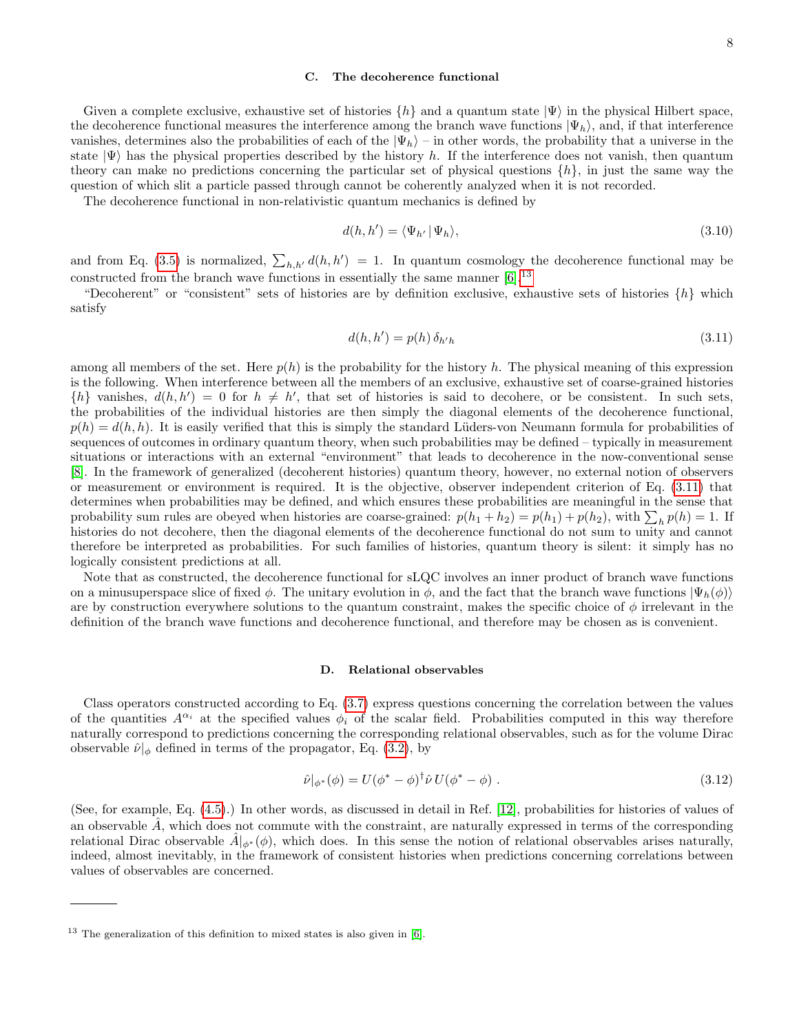### C. The decoherence functional

Given a complete exclusive, exhaustive set of histories $\{h\}$ and a quantum state $|\Psi\rangle$ in the physical Hilbert space, the decoherence functional measures the interference among the branch wave functions $|\Psi_h\rangle$, and, if that interference vanishes, determines also the probabilities of each of the $|\Psi_h\rangle$ – in other words, the probability that a universe in the state $|\Psi\rangle$ has the physical properties described by the history $h$. If the interference does not vanish, then quantum theory can make no predictions concerning the particular set of physical questions $\{h\}$, in just the same way the question of which slit a particle passed through cannot be coherently analyzed when it is not recorded.

The decoherence functional in non-relativistic quantum mechanics is defined by

$$d(h, h') = \langle \Psi_{h'} \,|\, \Psi_h \rangle, \tag{3.10}$$

and from Eq. (3.5) is normalized, $\sum_{h,h'} d(h, h') = 1$. In quantum cosmology the decoherence functional may be constructed from the branch wave functions in essentially the same manner [6].[13]

"Decoherent" or "consistent" sets of histories are by definition exclusive, exhaustive sets of histories $\{h\}$ which satisfy

$$d(h, h') = p(h)\, \delta_{h'h} \tag{3.11}$$

among all members of the set. Here $p(h)$ is the probability for the history $h$. The physical meaning of this expression is the following. When interference between all the members of an exclusive, exhaustive set of coarse-grained histories $\{h\}$ vanishes, $d(h, h') = 0$ for $h \neq h'$, that set of histories is said to decohere, or be consistent. In such sets, the probabilities of the individual histories are then simply the diagonal elements of the decoherence functional, $p(h) = d(h, h)$. It is easily verified that this is simply the standard Lüders-von Neumann formula for probabilities of sequences of outcomes in ordinary quantum theory, when such probabilities may be defined – typically in measurement situations or interactions with an external "environment" that leads to decoherence in the now-conventional sense [8]. In the framework of generalized (decoherent histories) quantum theory, however, no external notion of observers or measurement or environment is required. It is the objective, observer independent criterion of Eq. (3.11) that determines when probabilities may be defined, and which ensures these probabilities are meaningful in the sense that probability sum rules are obeyed when histories are coarse-grained: $p(h_1 + h_2) = p(h_1) + p(h_2)$, with $\sum_h p(h) = 1$. If histories do not decohere, then the diagonal elements of the decoherence functional do not sum to unity and cannot therefore be interpreted as probabilities. For such families of histories, quantum theory is silent: it simply has no logically consistent predictions at all.

Note that as constructed, the decoherence functional for sLQC involves an inner product of branch wave functions on a minusuperspace slice of fixed $\phi$. The unitary evolution in $\phi$, and the fact that the branch wave functions $|\Psi_h(\phi)\rangle$ are by construction everywhere solutions to the quantum constraint, makes the specific choice of $\phi$ irrelevant in the definition of the branch wave functions and decoherence functional, and therefore may be chosen as is convenient.

### D. Relational observables

Class operators constructed according to Eq. (3.7) express questions concerning the correlation between the values of the quantities $A^{\alpha_i}$ at the specified values $\phi_i$ of the scalar field. Probabilities computed in this way therefore naturally correspond to predictions concerning the corresponding relational observables, such as for the volume Dirac observable $\hat{\nu}|_\phi$ defined in terms of the propagator, Eq. (3.2), by

$$\hat{\nu}|_{\phi^*}(\phi) = U(\phi^* - \phi)^\dagger \hat{\nu}\, U(\phi^* - \phi)\ . \tag{3.12}$$

(See, for example, Eq. (4.5).) In other words, as discussed in detail in Ref. [12], probabilities for histories of values of an observable $\hat{A}$, which does not commute with the constraint, are naturally expressed in terms of the corresponding relational Dirac observable $\hat{A}|_{\phi^*}(\phi)$, which does. In this sense the notion of relational observables arises naturally, indeed, almost inevitably, in the framework of consistent histories when predictions concerning correlations between values of observables are concerned.

---

[13] The generalization of this definition to mixed states is also given in [6].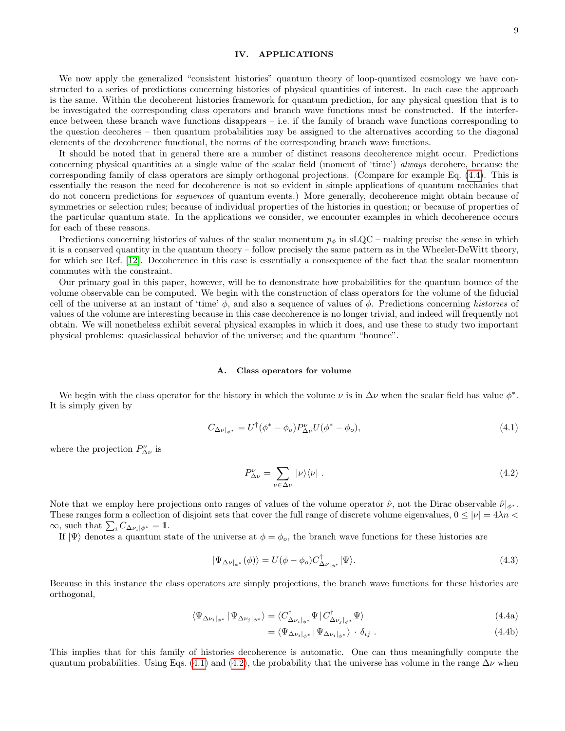## IV. APPLICATIONS

We now apply the generalized "consistent histories" quantum theory of loop-quantized cosmology we have constructed to a series of predictions concerning histories of physical quantities of interest. In each case the approach is the same. Within the decoherent histories framework for quantum prediction, for any physical question that is to be investigated the corresponding class operators and branch wave functions must be constructed. If the interference between these branch wave functions disappears – i.e. if the family of branch wave functions corresponding to the question decoheres – then quantum probabilities may be assigned to the alternatives according to the diagonal elements of the decoherence functional, the norms of the corresponding branch wave functions.

It should be noted that in general there are a number of distinct reasons decoherence might occur. Predictions concerning physical quantities at a single value of the scalar field (moment of 'time') *always* decohere, because the corresponding family of class operators are simply orthogonal projections. (Compare for example Eq. (4.4). This is essentially the reason the need for decoherence is not so evident in simple applications of quantum mechanics that do not concern predictions for *sequences* of quantum events.) More generally, decoherence might obtain because of symmetries or selection rules; because of individual properties of the histories in question; or because of properties of the particular quantum state. In the applications we consider, we encounter examples in which decoherence occurs for each of these reasons.

Predictions concerning histories of values of the scalar momentum $p_\phi$ in sLQC – making precise the sense in which it is a conserved quantity in the quantum theory – follow precisely the same pattern as in the Wheeler-DeWitt theory, for which see Ref. [12]. Decoherence in this case is essentially a consequence of the fact that the scalar momentum commutes with the constraint.

Our primary goal in this paper, however, will be to demonstrate how probabilities for the quantum bounce of the volume observable can be computed. We begin with the construction of class operators for the volume of the fiducial cell of the universe at an instant of 'time' $\phi$, and also a sequence of values of $\phi$. Predictions concerning *histories* of values of the volume are interesting because in this case decoherence is no longer trivial, and indeed will frequently not obtain. We will nonetheless exhibit several physical examples in which it does, and use these to study two important physical problems: quasiclassical behavior of the universe; and the quantum "bounce".

### A. Class operators for volume

We begin with the class operator for the history in which the volume $\nu$ is in $\Delta\nu$ when the scalar field has value $\phi^*$. It is simply given by

$$C_{\Delta\nu|_{\phi^*}} = U^\dagger(\phi^* - \phi_o) P^\nu_{\Delta\nu} U(\phi^* - \phi_o), \tag{4.1}$$

where the projection $P^\nu_{\Delta\nu}$ is

$$P^\nu_{\Delta\nu} = \sum_{\nu\in\Delta\nu} |\nu\rangle\langle\nu| \; . \tag{4.2}$$

Note that we employ here projections onto ranges of values of the volume operator $\hat{\nu}$, not the Dirac observable $\hat{\nu}|_{\phi^*}$. These ranges form a collection of disjoint sets that cover the full range of discrete volume eigenvalues, $0 \le |\nu| = 4\lambda n < \infty$, such that $\sum_i C_{\Delta\nu_i|\phi^*} = \mathbb{1}$.

If $|\Psi\rangle$ denotes a quantum state of the universe at $\phi = \phi_o$, the branch wave functions for these histories are

$$|\Psi_{\Delta\nu|_{\phi^*}}(\phi)\rangle = U(\phi - \phi_o) C^\dagger_{\Delta\nu|_{\phi^*}} |\Psi\rangle. \tag{4.3}$$

Because in this instance the class operators are simply projections, the branch wave functions for these histories are orthogonal,

$$\langle \Psi_{\Delta\nu_i|_{\phi^*}} | \Psi_{\Delta\nu_j|_{\phi^*}} \rangle = \langle C^\dagger_{\Delta\nu_i|_{\phi^*}} \Psi \,|\, C^\dagger_{\Delta\nu_j|_{\phi^*}} \Psi \rangle \tag{4.4a}$$

$$= \langle \Psi_{\Delta\nu_i|_{\phi^*}} | \Psi_{\Delta\nu_i|_{\phi^*}} \rangle \cdot \delta_{ij} \; . \tag{4.4b}$$

This implies that for this family of histories decoherence is automatic. One can thus meaningfully compute the quantum probabilities. Using Eqs. (4.1) and (4.2), the probability that the universe has volume in the range $\Delta\nu$ when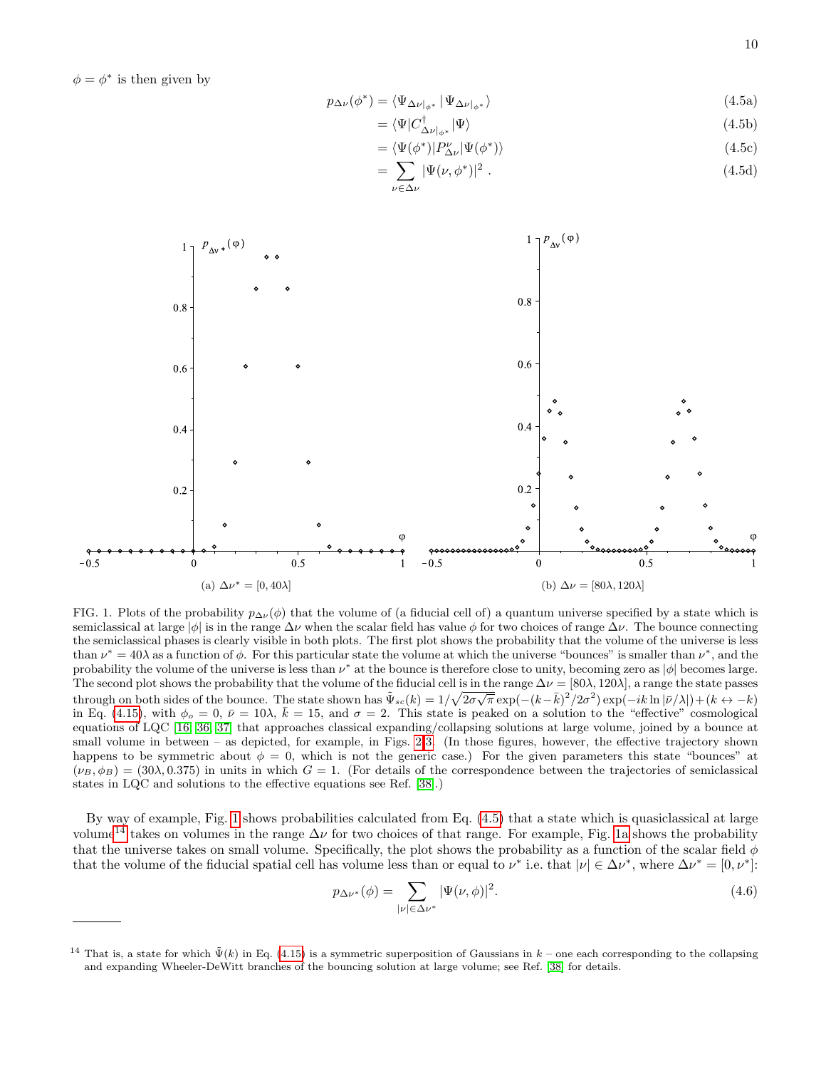$\phi = \phi^*$ is then given by

$$
\begin{aligned}
p_{\Delta\nu}(\phi^*) &= \langle \Psi_{\Delta\nu|_{\phi^*}} \,|\, \Psi_{\Delta\nu|_{\phi^*}} \rangle && (4.5a)\\
&= \langle \Psi | C^{\dagger}_{\Delta\nu|_{\phi^*}} | \Psi \rangle && (4.5b)\\
&= \langle \Psi(\phi^*) | P^{\nu}_{\Delta\nu} | \Psi(\phi^*) \rangle && (4.5c)\\
&= \sum_{\nu \in \Delta\nu} |\Psi(\nu, \phi^*)|^2 \,. && (4.5d)
\end{aligned}
$$

(a) $\Delta\nu^* = [0, 40\lambda]$

(b) $\Delta\nu = [80\lambda, 120\lambda]$

FIG. 1. Plots of the probability $p_{\Delta\nu}(\phi)$ that the volume of (a fiducial cell of) a quantum universe specified by a state which is semiclassical at large $|\phi|$ is in the range $\Delta\nu$ when the scalar field has value $\phi$ for two choices of range $\Delta\nu$. The bounce connecting the semiclassical phases is clearly visible in both plots. The first plot shows the probability that the volume of the universe is less than $\nu^* = 40\lambda$ as a function of $\phi$. For this particular state the volume at which the universe "bounces" is smaller than $\nu^*$, and the probability the volume of the universe is less than $\nu^*$ at the bounce is therefore close to unity, becoming zero as $|\phi|$ becomes large. The second plot shows the probability that the volume of the fiducial cell is in the range $\Delta\nu = [80\lambda, 120\lambda]$, a range the state passes through on both sides of the bounce. The state shown has $\tilde{\Psi}_{sc}(k) = 1/\sqrt{2\sigma\sqrt{\pi}}\exp(-(k-\bar{k})^2/2\sigma^2)\exp(-ik\ln|\bar{\nu}/\lambda|) + (k \leftrightarrow -k)$ in Eq. (4.15), with $\phi_o = 0$, $\bar{\nu} = 10\lambda$, $\bar{k} = 15$, and $\sigma = 2$. This state is peaked on a solution to the "effective" cosmological equations of LQC [16, 36, 37] that approaches classical expanding/collapsing solutions at large volume, joined by a bounce at small volume in between – as depicted, for example, in Figs. 2-3. (In those figures, however, the effective trajectory shown happens to be symmetric about $\phi = 0$, which is not the generic case.) For the given parameters this state "bounces" at $(\nu_B, \phi_B) = (30\lambda, 0.375)$ in units in which $G = 1$. (For details of the correspondence between the trajectories of semiclassical states in LQC and solutions to the effective equations see Ref. [38].)

By way of example, Fig. 1 shows probabilities calculated from Eq. (4.5) that a state which is quasiclassical at large volume[14] takes on volumes in the range $\Delta\nu$ for two choices of that range. For example, Fig. 1a shows the probability that the universe takes on small volume. Specifically, the plot shows the probability as a function of the scalar field $\phi$ that the volume of the fiducial spatial cell has volume less than or equal to $\nu^*$ i.e. that $|\nu| \in \Delta\nu^*$, where $\Delta\nu^* = [0, \nu^*]$:

$$
p_{\Delta\nu^*}(\phi) = \sum_{|\nu| \in \Delta\nu^*} |\Psi(\nu, \phi)|^2. \tag{4.6}
$$

[14] That is, a state for which $\tilde{\Psi}(k)$ in Eq. (4.15) is a symmetric superposition of Gaussians in $k$ – one each corresponding to the collapsing and expanding Wheeler-DeWitt branches of the bouncing solution at large volume; see Ref. [38] for details.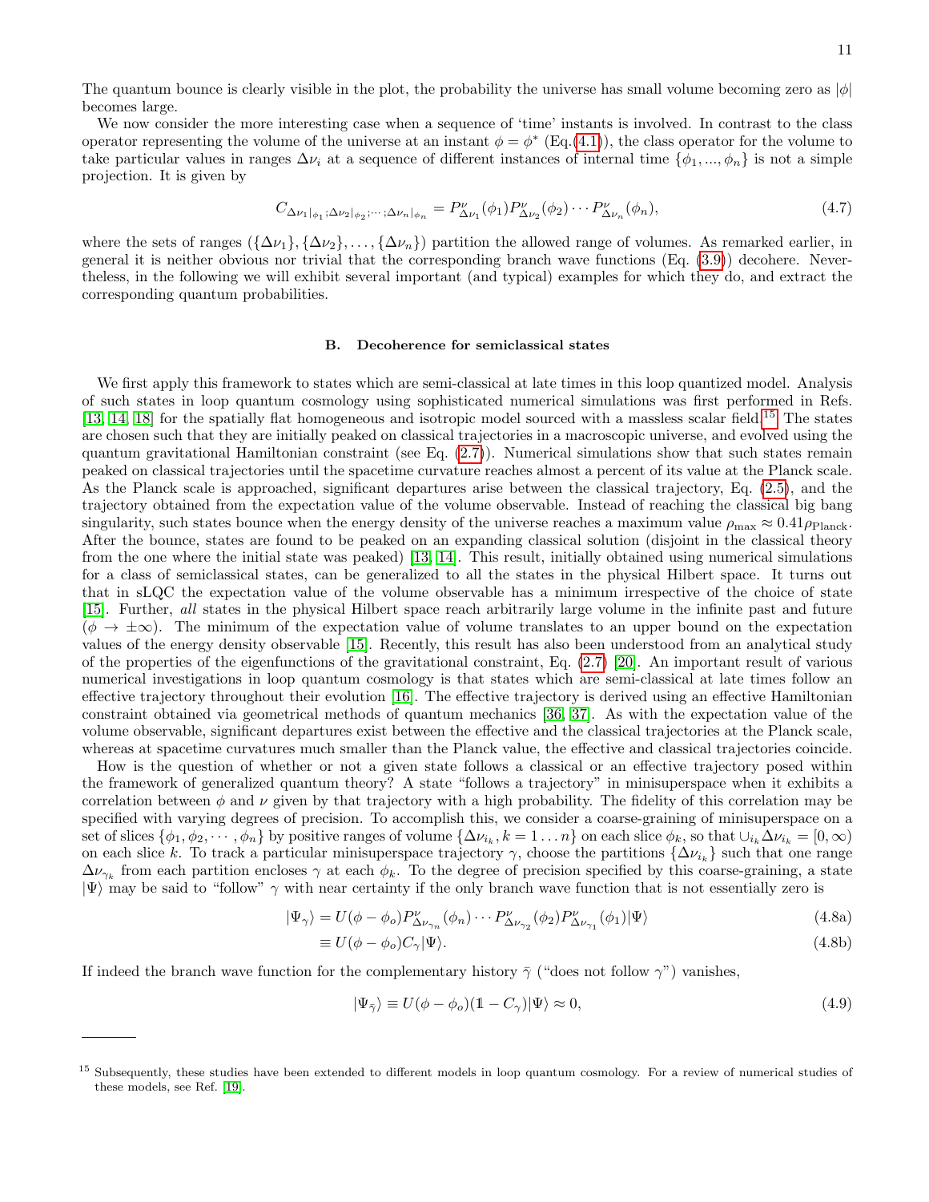The quantum bounce is clearly visible in the plot, the probability the universe has small volume becoming zero as $|\phi|$ becomes large.

We now consider the more interesting case when a sequence of 'time' instants is involved. In contrast to the class operator representing the volume of the universe at an instant $\phi = \phi^*$ (Eq.(4.1)), the class operator for the volume to take particular values in ranges $\Delta\nu_i$ at a sequence of different instances of internal time $\{\phi_1, ..., \phi_n\}$ is not a simple projection. It is given by

$$C_{\Delta\nu_1|_{\phi_1};\Delta\nu_2|_{\phi_2};\cdots;\Delta\nu_n|_{\phi_n}} = P^{\nu}_{\Delta\nu_1}(\phi_1)P^{\nu}_{\Delta\nu_2}(\phi_2)\cdots P^{\nu}_{\Delta\nu_n}(\phi_n), \tag{4.7}$$

where the sets of ranges $(\{\Delta\nu_1\}, \{\Delta\nu_2\}, \ldots, \{\Delta\nu_n\})$ partition the allowed range of volumes. As remarked earlier, in general it is neither obvious nor trivial that the corresponding branch wave functions (Eq. (3.9)) decohere. Nevertheless, in the following we will exhibit several important (and typical) examples for which they do, and extract the corresponding quantum probabilities.

### B. Decoherence for semiclassical states

We first apply this framework to states which are semi-classical at late times in this loop quantized model. Analysis of such states in loop quantum cosmology using sophisticated numerical simulations was first performed in Refs. [13, 14, 18] for the spatially flat homogeneous and isotropic model sourced with a massless scalar field.[15] The states are chosen such that they are initially peaked on classical trajectories in a macroscopic universe, and evolved using the quantum gravitational Hamiltonian constraint (see Eq. (2.7)). Numerical simulations show that such states remain peaked on classical trajectories until the spacetime curvature reaches almost a percent of its value at the Planck scale. As the Planck scale is approached, significant departures arise between the classical trajectory, Eq. (2.5), and the trajectory obtained from the expectation value of the volume observable. Instead of reaching the classical big bang singularity, such states bounce when the energy density of the universe reaches a maximum value $\rho_{\rm max} \approx 0.41\rho_{\rm Planck}$. After the bounce, states are found to be peaked on an expanding classical solution (disjoint in the classical theory from the one where the initial state was peaked) [13, 14]. This result, initially obtained using numerical simulations for a class of semiclassical states, can be generalized to all the states in the physical Hilbert space. It turns out that in sLQC the expectation value of the volume observable has a minimum irrespective of the choice of state [15]. Further, *all* states in the physical Hilbert space reach arbitrarily large volume in the infinite past and future ($\phi \to \pm\infty$). The minimum of the expectation value of volume translates to an upper bound on the expectation values of the energy density observable [15]. Recently, this result has also been understood from an analytical study of the properties of the eigenfunctions of the gravitational constraint, Eq. (2.7) [20]. An important result of various numerical investigations in loop quantum cosmology is that states which are semi-classical at late times follow an effective trajectory throughout their evolution [16]. The effective trajectory is derived using an effective Hamiltonian constraint obtained via geometrical methods of quantum mechanics [36, 37]. As with the expectation value of the volume observable, significant departures exist between the effective and the classical trajectories at the Planck scale, whereas at spacetime curvatures much smaller than the Planck value, the effective and classical trajectories coincide.

How is the question of whether or not a given state follows a classical or an effective trajectory posed within the framework of generalized quantum theory? A state "follows a trajectory" in minisuperspace when it exhibits a correlation between $\phi$ and $\nu$ given by that trajectory with a high probability. The fidelity of this correlation may be specified with varying degrees of precision. To accomplish this, we consider a coarse-graining of minisuperspace on a set of slices $\{\phi_1, \phi_2, \cdots, \phi_n\}$ by positive ranges of volume $\{\Delta\nu_{i_k}, k = 1 \ldots n\}$ on each slice $\phi_k$, so that $\cup_{i_k}\Delta\nu_{i_k} = [0, \infty)$ on each slice $k$. To track a particular minisuperspace trajectory $\gamma$, choose the partitions $\{\Delta\nu_{i_k}\}$ such that one range $\Delta\nu_{\gamma_k}$ from each partition encloses $\gamma$ at each $\phi_k$. To the degree of precision specified by this coarse-graining, a state $|\Psi\rangle$ may be said to "follow" $\gamma$ with near certainty if the only branch wave function that is not essentially zero is

$$|\Psi_\gamma\rangle = U(\phi - \phi_o)P^{\nu}_{\Delta\nu_{\gamma_n}}(\phi_n)\cdots P^{\nu}_{\Delta\nu_{\gamma_2}}(\phi_2)P^{\nu}_{\Delta\nu_{\gamma_1}}(\phi_1)|\Psi\rangle \tag{4.8a}$$

$$\equiv U(\phi - \phi_o)C_\gamma|\Psi\rangle. \tag{4.8b}$$

If indeed the branch wave function for the complementary history $\bar{\gamma}$ ("does not follow $\gamma$") vanishes,

$$|\Psi_{\bar{\gamma}}\rangle \equiv U(\phi - \phi_o)(\mathbb{1} - C_\gamma)|\Psi\rangle \approx 0, \tag{4.9}$$

---

[15] Subsequently, these studies have been extended to different models in loop quantum cosmology. For a review of numerical studies of these models, see Ref. [19].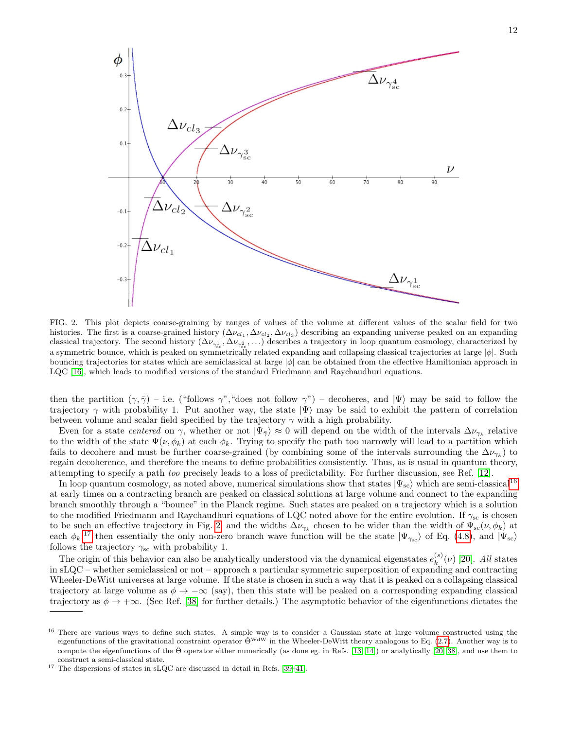FIG. 2. This plot depicts coarse-graining by ranges of values of the volume at different values of the scalar field for two histories. The first is a coarse-grained history $(\Delta\nu_{cl_1}, \Delta\nu_{cl_2}, \Delta\nu_{cl_3})$ describing an expanding universe peaked on an expanding classical trajectory. The second history $(\Delta\nu_{\gamma^1_{sc}}, \Delta\nu_{\gamma^2_{sc}}, \ldots)$ describes a trajectory in loop quantum cosmology, characterized by a symmetric bounce, which is peaked on symmetrically related expanding and collapsing classical trajectories at large $|\phi|$. Such bouncing trajectories for states which are semiclassical at large $|\phi|$ can be obtained from the effective Hamiltonian approach in LQC [16], which leads to modified versions of the standard Friedmann and Raychaudhuri equations.

then the partition $(\gamma, \bar{\gamma})$ – i.e. ("follows $\gamma$","does not follow $\gamma$") – decoheres, and $|\Psi\rangle$ may be said to follow the trajectory $\gamma$ with probability 1. Put another way, the state $|\Psi\rangle$ may be said to exhibit the pattern of correlation between volume and scalar field specified by the trajectory $\gamma$ with a high probability.

Even for a state *centered* on $\gamma$, whether or not $|\Psi_{\bar{\gamma}}\rangle \approx 0$ will depend on the width of the intervals $\Delta\nu_{\gamma_k}$ relative to the width of the state $\Psi(\nu, \phi_k)$ at each $\phi_k$. Trying to specify the path too narrowly will lead to a partition which fails to decohere and must be further coarse-grained (by combining some of the intervals surrounding the $\Delta\nu_{\gamma_k}$) to regain decoherence, and therefore the means to define probabilities consistently. Thus, as is usual in quantum theory, attempting to specify a path *too* precisely leads to a loss of predictability. For further discussion, see Ref. [12].

In loop quantum cosmology, as noted above, numerical simulations show that states $|\Psi_{\rm sc}\rangle$ which are semi-classical[16] at early times on a contracting branch are peaked on classical solutions at large volume and connect to the expanding branch smoothly through a "bounce" in the Planck regime. Such states are peaked on a trajectory which is a solution to the modified Friedmann and Raychaudhuri equations of LQC noted above for the entire evolution. If $\gamma_{\rm sc}$ is chosen to be such an effective trajectory in Fig. 2, and the widths $\Delta\nu_{\gamma_k}$ chosen to be wider than the width of $\Psi_{\rm sc}(\nu, \phi_k)$ at each $\phi_k$,[17] then essentially the only non-zero branch wave function will be the state $|\Psi_{\gamma_{\rm sc}}\rangle$ of Eq. (4.8), and $|\Psi_{\rm sc}\rangle$ follows the trajectory $\gamma_{\rm sc}$ with probability 1.

The origin of this behavior can also be analytically understood via the dynamical eigenstates $e^{(s)}_k(\nu)$ [20]. *All* states in sLQC – whether semiclassical or not – approach a particular symmetric superposition of expanding and contracting Wheeler-DeWitt universes at large volume. If the state is chosen in such a way that it is peaked on a collapsing classical trajectory at large volume as $\phi \to -\infty$ (say), then this state will be peaked on a corresponding expanding classical trajectory as $\phi \to +\infty$. (See Ref. [38] for further details.) The asymptotic behavior of the eigenfunctions dictates the

[16] There are various ways to define such states. A simple way is to consider a Gaussian state at large volume constructed using the eigenfunctions of the gravitational constraint operator $\hat{\Theta}^{\rm WdW}$ in the Wheeler-DeWitt theory analogous to Eq. (2.7). Another way is to compute the eigenfunctions of the $\hat{\Theta}$ operator either numerically (as done eg. in Refs. [13, 14]) or analytically [20, 38], and use them to construct a semi-classical state.

[17] The dispersions of states in sLQC are discussed in detail in Refs. [39–41].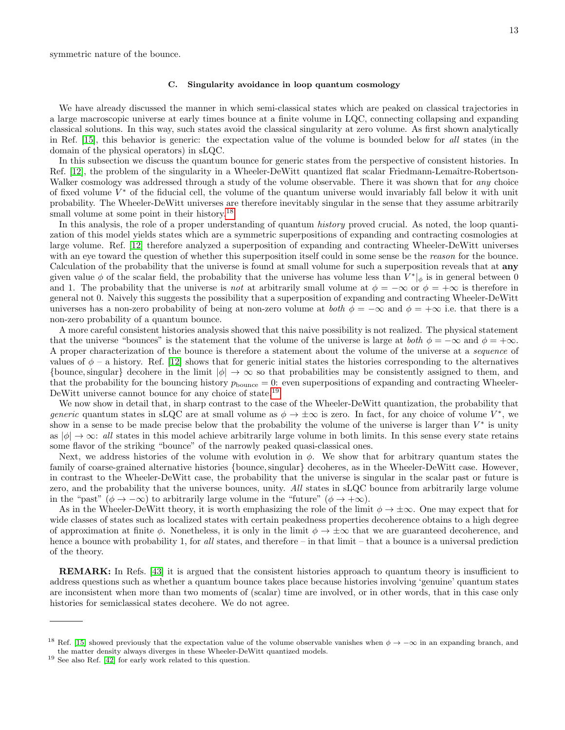symmetric nature of the bounce.

### C. Singularity avoidance in loop quantum cosmology

We have already discussed the manner in which semi-classical states which are peaked on classical trajectories in a large macroscopic universe at early times bounce at a finite volume in LQC, connecting collapsing and expanding classical solutions. In this way, such states avoid the classical singularity at zero volume. As first shown analytically in Ref. [15], this behavior is generic: the expectation value of the volume is bounded below for *all* states (in the domain of the physical operators) in sLQC.

In this subsection we discuss the quantum bounce for generic states from the perspective of consistent histories. In Ref. [12], the problem of the singularity in a Wheeler-DeWitt quantized flat scalar Friedmann-Lemaître-Robertson-Walker cosmology was addressed through a study of the volume observable. There it was shown that for *any* choice of fixed volume $V^*$ of the fiducial cell, the volume of the quantum universe would invariably fall below it with unit probability. The Wheeler-DeWitt universes are therefore inevitably singular in the sense that they assume arbitrarily small volume at some point in their history.[18]

In this analysis, the role of a proper understanding of quantum *history* proved crucial. As noted, the loop quantization of this model yields states which are symmetric superpositions of expanding and contracting cosmologies at large volume. Ref. [12] therefore analyzed a superposition of expanding and contracting Wheeler-DeWitt universes with an eye toward the question of whether this superposition itself could in some sense be the *reason* for the bounce. Calculation of the probability that the universe is found at small volume for such a superposition reveals that at **any** given value $\phi$ of the scalar field, the probability that the universe has volume less than $V^*|_\phi$ is in general between 0 and 1. The probability that the universe is *not* at arbitrarily small volume at $\phi = -\infty$ or $\phi = +\infty$ is therefore in general not 0. Naively this suggests the possibility that a superposition of expanding and contracting Wheeler-DeWitt universes has a non-zero probability of being at non-zero volume at *both* $\phi = -\infty$ and $\phi = +\infty$ i.e. that there is a non-zero probability of a quantum bounce.

A more careful consistent histories analysis showed that this naive possibility is not realized. The physical statement that the universe "bounces" is the statement that the volume of the universe is large at *both* $\phi = -\infty$ and $\phi = +\infty$. A proper characterization of the bounce is therefore a statement about the volume of the universe at a *sequence* of values of $\phi$ – a history. Ref. [12] shows that for generic initial states the histories corresponding to the alternatives $\{\text{bounce}, \text{singular}\}$ decohere in the limit $|\phi| \to \infty$ so that probabilities may be consistently assigned to them, and that the probability for the bouncing history $p_{\text{bounce}} = 0$: even superpositions of expanding and contracting Wheeler-DeWitt universe cannot bounce for any choice of state.[19]

We now show in detail that, in sharp contrast to the case of the Wheeler-DeWitt quantization, the probability that *generic* quantum states in sLQC are at small volume as $\phi \to \pm\infty$ is zero. In fact, for any choice of volume $V^*$, we show in a sense to be made precise below that the probability the volume of the universe is larger than $V^*$ is unity as $|\phi| \to \infty$: *all* states in this model achieve arbitrarily large volume in both limits. In this sense every state retains some flavor of the striking "bounce" of the narrowly peaked quasi-classical ones.

Next, we address histories of the volume with evolution in $\phi$. We show that for arbitrary quantum states the family of coarse-grained alternative histories $\{\text{bounce}, \text{singular}\}$ decoheres, as in the Wheeler-DeWitt case. However, in contrast to the Wheeler-DeWitt case, the probability that the universe is singular in the scalar past or future is zero, and the probability that the universe bounces, unity. *All* states in sLQC bounce from arbitrarily large volume in the "past" ($\phi \to -\infty$) to arbitrarily large volume in the "future" ($\phi \to +\infty$).

As in the Wheeler-DeWitt theory, it is worth emphasizing the role of the limit $\phi \to \pm\infty$. One may expect that for wide classes of states such as localized states with certain peakedness properties decoherence obtains to a high degree of approximation at finite $\phi$. Nonetheless, it is only in the limit $\phi \to \pm\infty$ that we are guaranteed decoherence, and hence a bounce with probability 1, for *all* states, and therefore – in that limit – that a bounce is a universal prediction of the theory.

**REMARK:** In Refs. [43] it is argued that the consistent histories approach to quantum theory is insufficient to address questions such as whether a quantum bounce takes place because histories involving 'genuine' quantum states are inconsistent when more than two moments of (scalar) time are involved, or in other words, that in this case only histories for semiclassical states decohere. We do not agree.

---

[18] Ref. [15] showed previously that the expectation value of the volume observable vanishes when $\phi \to -\infty$ in an expanding branch, and the matter density always diverges in these Wheeler-DeWitt quantized models.

[19] See also Ref. [42] for early work related to this question.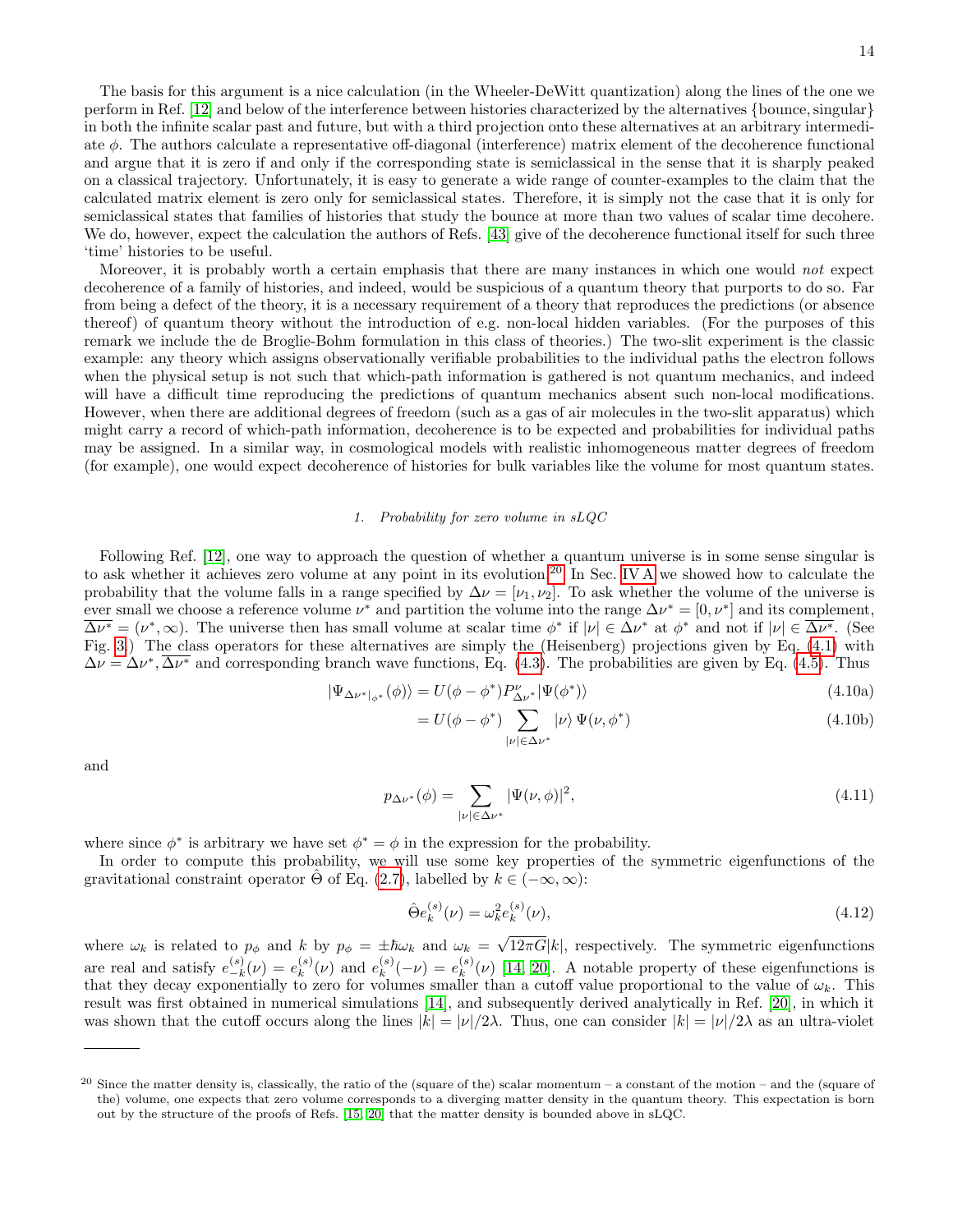The basis for this argument is a nice calculation (in the Wheeler-DeWitt quantization) along the lines of the one we perform in Ref. [12] and below of the interference between histories characterized by the alternatives {bounce, singular} in both the infinite scalar past and future, but with a third projection onto these alternatives at an arbitrary intermediate $\phi$. The authors calculate a representative off-diagonal (interference) matrix element of the decoherence functional and argue that it is zero if and only if the corresponding state is semiclassical in the sense that it is sharply peaked on a classical trajectory. Unfortunately, it is easy to generate a wide range of counter-examples to the claim that the calculated matrix element is zero only for semiclassical states. Therefore, it is simply not the case that it is only for semiclassical states that families of histories that study the bounce at more than two values of scalar time decohere. We do, however, expect the calculation the authors of Refs. [43] give of the decoherence functional itself for such three 'time' histories to be useful.

Moreover, it is probably worth a certain emphasis that there are many instances in which one would *not* expect decoherence of a family of histories, and indeed, would be suspicious of a quantum theory that purports to do so. Far from being a defect of the theory, it is a necessary requirement of a theory that reproduces the predictions (or absence thereof) of quantum theory without the introduction of e.g. non-local hidden variables. (For the purposes of this remark we include the de Broglie-Bohm formulation in this class of theories.) The two-slit experiment is the classic example: any theory which assigns observationally verifiable probabilities to the individual paths the electron follows when the physical setup is not such that which-path information is gathered is not quantum mechanics, and indeed will have a difficult time reproducing the predictions of quantum mechanics absent such non-local modifications. However, when there are additional degrees of freedom (such as a gas of air molecules in the two-slit apparatus) which might carry a record of which-path information, decoherence is to be expected and probabilities for individual paths may be assigned. In a similar way, in cosmological models with realistic inhomogeneous matter degrees of freedom (for example), one would expect decoherence of histories for bulk variables like the volume for most quantum states.

#### 1. *Probability for zero volume in sLQC*

Following Ref. [12], one way to approach the question of whether a quantum universe is in some sense singular is to ask whether it achieves zero volume at any point in its evolution.[20] In Sec. IV A we showed how to calculate the probability that the volume falls in a range specified by $\Delta\nu = [\nu_1, \nu_2]$. To ask whether the volume of the universe is ever small we choose a reference volume $\nu^*$ and partition the volume into the range $\Delta\nu^* = [0, \nu^*]$ and its complement, $\overline{\Delta\nu^*} = (\nu^*, \infty)$. The universe then has small volume at scalar time $\phi^*$ if $|\nu| \in \Delta\nu^*$ at $\phi^*$ and not if $|\nu| \in \overline{\Delta\nu^*}$. (See Fig. 3.) The class operators for these alternatives are simply the (Heisenberg) projections given by Eq. (4.1) with $\Delta\nu = \Delta\nu^*, \overline{\Delta\nu^*}$ and corresponding branch wave functions, Eq. (4.3). The probabilities are given by Eq. (4.5). Thus

$$|\Psi_{\Delta\nu^*|_{\phi^*}}(\phi)\rangle = U(\phi - \phi^*) P^{\nu}_{\Delta\nu^*} |\Psi(\phi^*)\rangle \tag{4.10a}$$

$$= U(\phi - \phi^*) \sum_{|\nu| \in \Delta\nu^*} |\nu\rangle\, \Psi(\nu, \phi^*) \tag{4.10b}$$

and

$$p_{\Delta\nu^*}(\phi) = \sum_{|\nu| \in \Delta\nu^*} |\Psi(\nu, \phi)|^2, \tag{4.11}$$

where since $\phi^*$ is arbitrary we have set $\phi^* = \phi$ in the expression for the probability.

In order to compute this probability, we will use some key properties of the symmetric eigenfunctions of the gravitational constraint operator $\hat{\Theta}$ of Eq. (2.7), labelled by $k \in (-\infty, \infty)$:

$$\hat{\Theta} e^{(s)}_k(\nu) = \omega_k^2 e^{(s)}_k(\nu), \tag{4.12}$$

where $\omega_k$ is related to $p_\phi$ and $k$ by $p_\phi = \pm\hbar\omega_k$ and $\omega_k = \sqrt{12\pi G}|k|$, respectively. The symmetric eigenfunctions are real and satisfy $e^{(s)}_{-k}(\nu) = e^{(s)}_k(\nu)$ and $e^{(s)}_k(-\nu) = e^{(s)}_k(\nu)$ [14, 20]. A notable property of these eigenfunctions is that they decay exponentially to zero for volumes smaller than a cutoff value proportional to the value of $\omega_k$. This result was first obtained in numerical simulations [14], and subsequently derived analytically in Ref. [20], in which it was shown that the cutoff occurs along the lines $|k| = |\nu|/2\lambda$. Thus, one can consider $|k| = |\nu|/2\lambda$ as an ultra-violet

---

[20] Since the matter density is, classically, the ratio of the (square of the) scalar momentum – a constant of the motion – and the (square of the) volume, one expects that zero volume corresponds to a diverging matter density in the quantum theory. This expectation is born out by the structure of the proofs of Refs. [15, 20] that the matter density is bounded above in sLQC.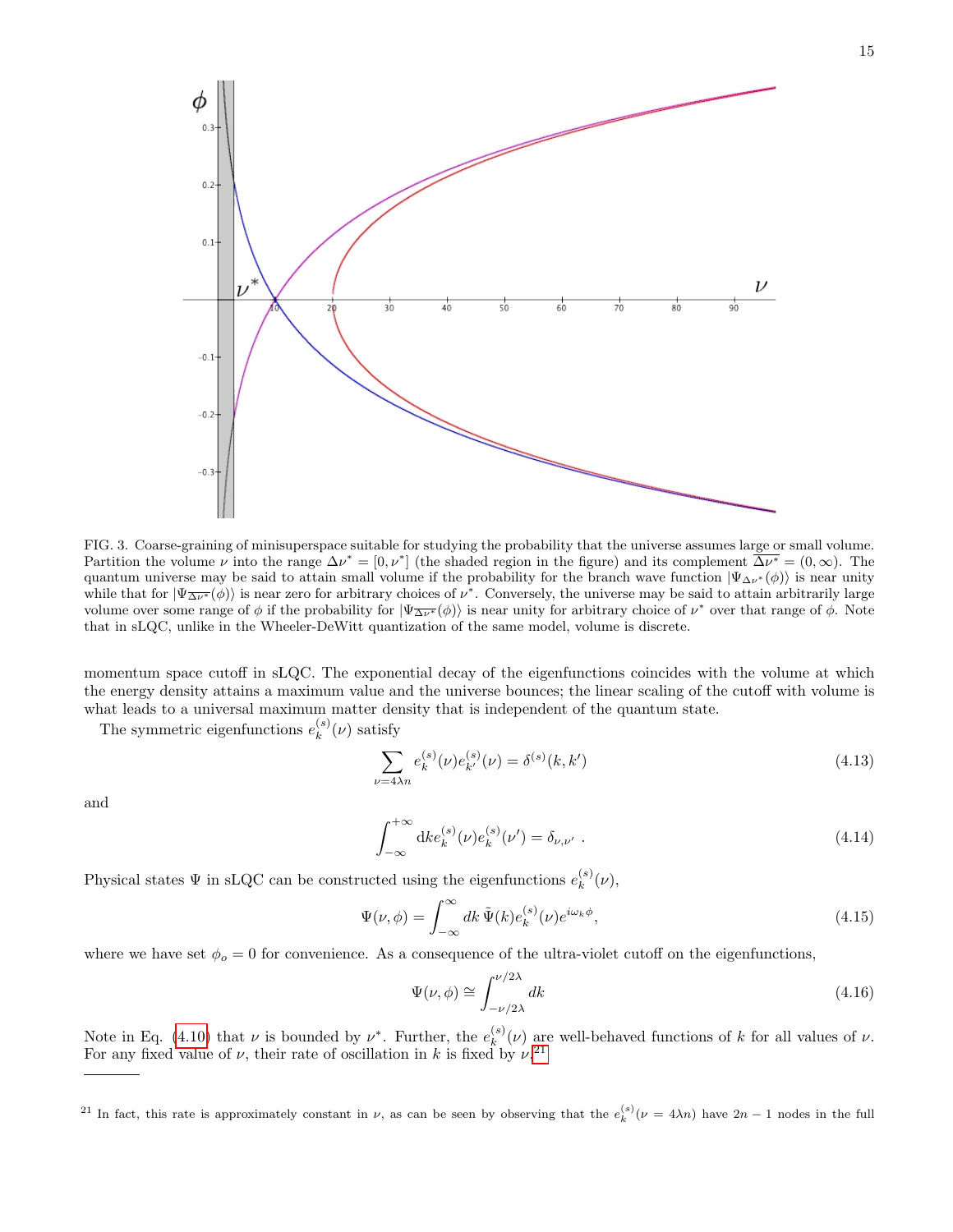FIG. 3. Coarse-graining of minisuperspace suitable for studying the probability that the universe assumes large or small volume. Partition the volume $\nu$ into the range $\Delta\nu^* = [0, \nu^*]$ (the shaded region in the figure) and its complement $\overline{\Delta\nu^*} = (0, \infty)$. The quantum universe may be said to attain small volume if the probability for the branch wave function $|\Psi_{\Delta\nu^*}(\phi)\rangle$ is near unity while that for $|\Psi_{\overline{\Delta\nu^*}}(\phi)\rangle$ is near zero for arbitrary choices of $\nu^*$. Conversely, the universe may be said to attain arbitrarily large volume over some range of $\phi$ if the probability for $|\Psi_{\overline{\Delta\nu^*}}(\phi)\rangle$ is near unity for arbitrary choice of $\nu^*$ over that range of $\phi$. Note that in sLQC, unlike in the Wheeler-DeWitt quantization of the same model, volume is discrete.

momentum space cutoff in sLQC. The exponential decay of the eigenfunctions coincides with the volume at which the energy density attains a maximum value and the universe bounces; the linear scaling of the cutoff with volume is what leads to a universal maximum matter density that is independent of the quantum state.

The symmetric eigenfunctions $e_k^{(s)}(\nu)$ satisfy

$$\sum_{\nu=4\lambda n} e_k^{(s)}(\nu) e_{k'}^{(s)}(\nu) = \delta^{(s)}(k, k') \tag{4.13}$$

and

$$\int_{-\infty}^{+\infty} \mathrm{d}k e_k^{(s)}(\nu) e_k^{(s)}(\nu') = \delta_{\nu,\nu'} \ . \tag{4.14}$$

Physical states $\Psi$ in sLQC can be constructed using the eigenfunctions $e_k^{(s)}(\nu)$,

$$\Psi(\nu, \phi) = \int_{-\infty}^{\infty} dk \, \tilde{\Psi}(k) e_k^{(s)}(\nu) e^{i\omega_k \phi}, \tag{4.15}$$

where we have set $\phi_o = 0$ for convenience. As a consequence of the ultra-violet cutoff on the eigenfunctions,

$$\Psi(\nu, \phi) \cong \int_{-\nu/2\lambda}^{\nu/2\lambda} dk \tag{4.16}$$

Note in Eq. (4.10) that $\nu$ is bounded by $\nu^*$. Further, the $e_k^{(s)}(\nu)$ are well-behaved functions of $k$ for all values of $\nu$. For any fixed value of $\nu$, their rate of oscillation in $k$ is fixed by $\nu$.[21]

---

[21] In fact, this rate is approximately constant in $\nu$, as can be seen by observing that the $e_k^{(s)}(\nu = 4\lambda n)$ have $2n - 1$ nodes in the full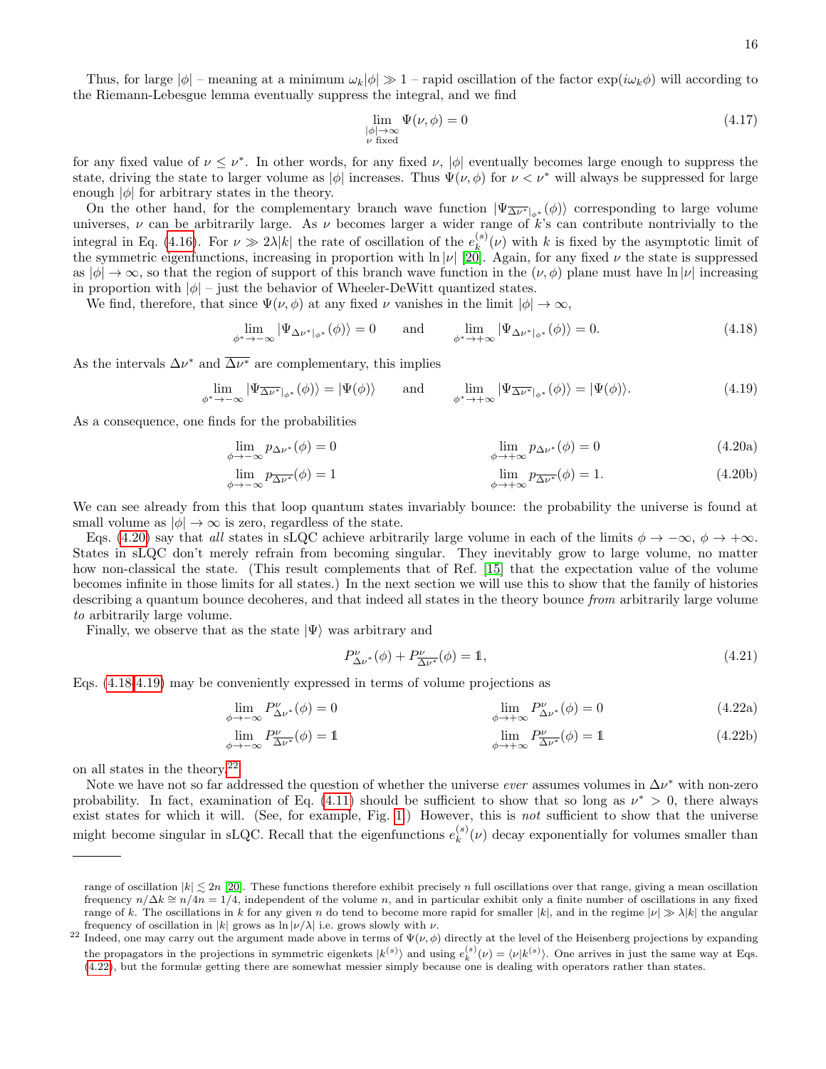Thus, for large $|\phi|$ – meaning at a minimum $\omega_k|\phi| \gg 1$ – rapid oscillation of the factor $\exp(i\omega_k\phi)$ will according to the Riemann-Lebesgue lemma eventually suppress the integral, and we find

$$\lim_{\substack{|\phi|\to\infty \\ \nu \text{ fixed}}} \Psi(\nu,\phi) = 0 \tag{4.17}$$

for any fixed value of $\nu \leq \nu^*$. In other words, for any fixed $\nu$, $|\phi|$ eventually becomes large enough to suppress the state, driving the state to larger volume as $|\phi|$ increases. Thus $\Psi(\nu,\phi)$ for $\nu < \nu^*$ will always be suppressed for large enough $|\phi|$ for arbitrary states in the theory.

On the other hand, for the complementary branch wave function $|\Psi_{\overline{\Delta\nu^*}|_{\phi^*}}(\phi)\rangle$ corresponding to large volume universes, $\nu$ can be arbitrarily large. As $\nu$ becomes larger a wider range of $k$'s can contribute nontrivially to the integral in Eq. (4.16). For $\nu \gg 2\lambda|k|$ the rate of oscillation of the $e_k^{(s)}(\nu)$ with $k$ is fixed by the asymptotic limit of the symmetric eigenfunctions, increasing in proportion with $\ln|\nu|$ [20]. Again, for any fixed $\nu$ the state is suppressed as $|\phi| \to \infty$, so that the region of support of this branch wave function in the $(\nu,\phi)$ plane must have $\ln|\nu|$ increasing in proportion with $|\phi|$ – just the behavior of Wheeler-DeWitt quantized states.

We find, therefore, that since $\Psi(\nu,\phi)$ at any fixed $\nu$ vanishes in the limit $|\phi| \to \infty$,

$$\lim_{\phi^*\to-\infty} |\Psi_{\Delta\nu^*|_{\phi^*}}(\phi)\rangle = 0 \qquad \text{and} \qquad \lim_{\phi^*\to+\infty} |\Psi_{\Delta\nu^*|_{\phi^*}}(\phi)\rangle = 0. \tag{4.18}$$

As the intervals $\Delta\nu^*$ and $\overline{\Delta\nu^*}$ are complementary, this implies

$$\lim_{\phi^*\to-\infty} |\Psi_{\overline{\Delta\nu^*}|_{\phi^*}}(\phi)\rangle = |\Psi(\phi)\rangle \qquad \text{and} \qquad \lim_{\phi^*\to+\infty} |\Psi_{\overline{\Delta\nu^*}|_{\phi^*}}(\phi)\rangle = |\Psi(\phi)\rangle. \tag{4.19}$$

As a consequence, one finds for the probabilities

$$\lim_{\phi\to-\infty} p_{\Delta\nu^*}(\phi) = 0 \qquad\qquad \lim_{\phi\to+\infty} p_{\Delta\nu^*}(\phi) = 0 \tag{4.20a}$$

$$\lim_{\phi\to-\infty} p_{\overline{\Delta\nu^*}}(\phi) = 1 \qquad\qquad \lim_{\phi\to+\infty} p_{\overline{\Delta\nu^*}}(\phi) = 1. \tag{4.20b}$$

We can see already from this that loop quantum states invariably bounce: the probability the universe is found at small volume as $|\phi| \to \infty$ is zero, regardless of the state.

Eqs. (4.20) say that *all* states in sLQC achieve arbitrarily large volume in each of the limits $\phi \to -\infty$, $\phi \to +\infty$. States in sLQC don't merely refrain from becoming singular. They inevitably grow to large volume, no matter how non-classical the state. (This result complements that of Ref. [15] that the expectation value of the volume becomes infinite in those limits for all states.) In the next section we will use this to show that the family of histories describing a quantum bounce decoheres, and that indeed all states in the theory bounce *from* arbitrarily large volume *to* arbitrarily large volume.

Finally, we observe that as the state $|\Psi\rangle$ was arbitrary and

$$P^{\nu}_{\Delta\nu^*}(\phi) + P^{\nu}_{\overline{\Delta\nu^*}}(\phi) = \mathbb{1}, \tag{4.21}$$

Eqs. (4.18-4.19) may be conveniently expressed in terms of volume projections as

$$\lim_{\phi\to-\infty} P^{\nu}_{\Delta\nu^*}(\phi) = 0 \qquad\qquad \lim_{\phi\to+\infty} P^{\nu}_{\Delta\nu^*}(\phi) = 0 \tag{4.22a}$$

$$\lim_{\phi\to-\infty} P^{\nu}_{\overline{\Delta\nu^*}}(\phi) = \mathbb{1} \qquad\qquad \lim_{\phi\to+\infty} P^{\nu}_{\overline{\Delta\nu^*}}(\phi) = \mathbb{1} \tag{4.22b}$$

on all states in the theory.[22]

Note we have not so far addressed the question of whether the universe *ever* assumes volumes in $\Delta\nu^*$ with non-zero probability. In fact, examination of Eq. (4.11) should be sufficient to show that so long as $\nu^* > 0$, there always exist states for which it will. (See, for example, Fig. 1.) However, this is *not* sufficient to show that the universe might become singular in sLQC. Recall that the eigenfunctions $e_k^{(s)}(\nu)$ decay exponentially for volumes smaller than

---

range of oscillation $|k| \lesssim 2n$ [20]. These functions therefore exhibit precisely $n$ full oscillations over that range, giving a mean oscillation frequency $n/\Delta k \cong n/4n = 1/4$, independent of the volume $n$, and in particular exhibit only a finite number of oscillations in any fixed range of $k$. The oscillations in $k$ for any given $n$ do tend to become more rapid for smaller $|k|$, and in the regime $|\nu| \gg \lambda|k|$ the angular frequency of oscillation in $|k|$ grows as $\ln|\nu/\lambda|$ i.e. grows slowly with $\nu$.

[22] Indeed, one may carry out the argument made above in terms of $\Psi(\nu,\phi)$ directly at the level of the Heisenberg projections by expanding the propagators in the projections in symmetric eigenkets $|k^{(s)}\rangle$ and using $e_k^{(s)}(\nu) = \langle\nu|k^{(s)}\rangle$. One arrives in just the same way at Eqs. (4.22), but the formulæ getting there are somewhat messier simply because one is dealing with operators rather than states.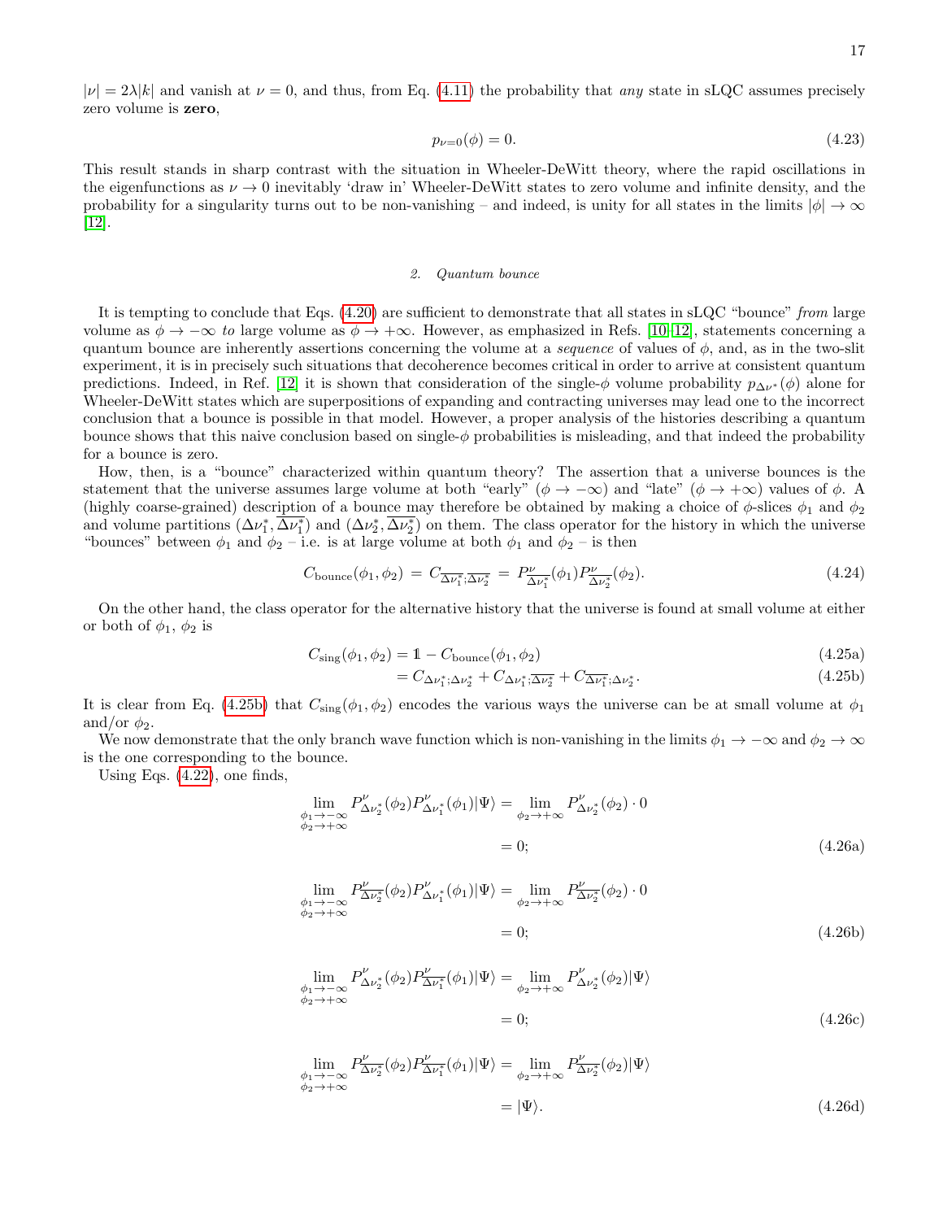$|\nu| = 2\lambda|k|$ and vanish at $\nu = 0$, and thus, from Eq. (4.11) the probability that *any* state in sLQC assumes precisely zero volume is **zero**,

$$p_{\nu=0}(\phi) = 0. \tag{4.23}$$

This result stands in sharp contrast with the situation in Wheeler-DeWitt theory, where the rapid oscillations in the eigenfunctions as $\nu \to 0$ inevitably 'draw in' Wheeler-DeWitt states to zero volume and infinite density, and the probability for a singularity turns out to be non-vanishing – and indeed, is unity for all states in the limits $|\phi| \to \infty$ [12].

### 2. Quantum bounce

It is tempting to conclude that Eqs. (4.20) are sufficient to demonstrate that all states in sLQC "bounce" *from* large volume as $\phi \to -\infty$ *to* large volume as $\phi \to +\infty$. However, as emphasized in Refs. [10–12], statements concerning a quantum bounce are inherently assertions concerning the volume at a *sequence* of values of $\phi$, and, as in the two-slit experiment, it is in precisely such situations that decoherence becomes critical in order to arrive at consistent quantum predictions. Indeed, in Ref. [12] it is shown that consideration of the single-$\phi$ volume probability $p_{\Delta\nu^*}(\phi)$ alone for Wheeler-DeWitt states which are superpositions of expanding and contracting universes may lead one to the incorrect conclusion that a bounce is possible in that model. However, a proper analysis of the histories describing a quantum bounce shows that this naive conclusion based on single-$\phi$ probabilities is misleading, and that indeed the probability for a bounce is zero.

How, then, is a "bounce" characterized within quantum theory? The assertion that a universe bounces is the statement that the universe assumes large volume at both "early" ($\phi \to -\infty$) and "late" ($\phi \to +\infty$) values of $\phi$. A (highly coarse-grained) description of a bounce may therefore be obtained by making a choice of $\phi$-slices $\phi_1$ and $\phi_2$ and volume partitions $(\Delta\nu_1^*, \overline{\Delta\nu_1^*})$ and $(\Delta\nu_2^*, \overline{\Delta\nu_2^*})$ on them. The class operator for the history in which the universe "bounces" between $\phi_1$ and $\phi_2$ – i.e. is at large volume at both $\phi_1$ and $\phi_2$ – is then

$$C_{\text{bounce}}(\phi_1, \phi_2) \,=\, C_{\overline{\Delta\nu_1^*};\overline{\Delta\nu_2^*}} \,=\, P^{\nu}_{\overline{\Delta\nu_1^*}}(\phi_1) P^{\nu}_{\overline{\Delta\nu_2^*}}(\phi_2). \tag{4.24}$$

On the other hand, the class operator for the alternative history that the universe is found at small volume at either or both of $\phi_1$, $\phi_2$ is

$$C_{\text{sing}}(\phi_1, \phi_2) = \mathbb{1} - C_{\text{bounce}}(\phi_1, \phi_2) \tag{4.25a}$$

$$= C_{\Delta\nu_1^*;\Delta\nu_2^*} + C_{\Delta\nu_1^*;\overline{\Delta\nu_2^*}} + C_{\overline{\Delta\nu_1^*};\Delta\nu_2^*}. \tag{4.25b}$$

It is clear from Eq. (4.25b) that $C_{\text{sing}}(\phi_1, \phi_2)$ encodes the various ways the universe can be at small volume at $\phi_1$ and/or $\phi_2$.

We now demonstrate that the only branch wave function which is non-vanishing in the limits $\phi_1 \to -\infty$ and $\phi_2 \to \infty$ is the one corresponding to the bounce.

Using Eqs. (4.22), one finds,

$$\begin{aligned}\lim_{\substack{\phi_1 \to -\infty \\ \phi_2 \to +\infty}} P^{\nu}_{\Delta\nu_2^*}(\phi_2) P^{\nu}_{\Delta\nu_1^*}(\phi_1)|\Psi\rangle &= \lim_{\phi_2 \to +\infty} P^{\nu}_{\Delta\nu_2^*}(\phi_2) \cdot 0 \\ &= 0;\end{aligned} \tag{4.26a}$$

$$\begin{aligned}\lim_{\substack{\phi_1 \to -\infty \\ \phi_2 \to +\infty}} P^{\nu}_{\overline{\Delta\nu_2^*}}(\phi_2) P^{\nu}_{\Delta\nu_1^*}(\phi_1)|\Psi\rangle &= \lim_{\phi_2 \to +\infty} P^{\nu}_{\overline{\Delta\nu_2^*}}(\phi_2) \cdot 0 \\ &= 0;\end{aligned} \tag{4.26b}$$

$$\begin{aligned}\lim_{\substack{\phi_1 \to -\infty \\ \phi_2 \to +\infty}} P^{\nu}_{\Delta\nu_2^*}(\phi_2) P^{\nu}_{\overline{\Delta\nu_1^*}}(\phi_1)|\Psi\rangle &= \lim_{\phi_2 \to +\infty} P^{\nu}_{\Delta\nu_2^*}(\phi_2)|\Psi\rangle \\ &= 0;\end{aligned} \tag{4.26c}$$

$$\begin{aligned}\lim_{\substack{\phi_1 \to -\infty \\ \phi_2 \to +\infty}} P^{\nu}_{\overline{\Delta\nu_2^*}}(\phi_2) P^{\nu}_{\overline{\Delta\nu_1^*}}(\phi_1)|\Psi\rangle &= \lim_{\phi_2 \to +\infty} P^{\nu}_{\overline{\Delta\nu_2^*}}(\phi_2)|\Psi\rangle \\ &= |\Psi\rangle.\end{aligned} \tag{4.26d}$$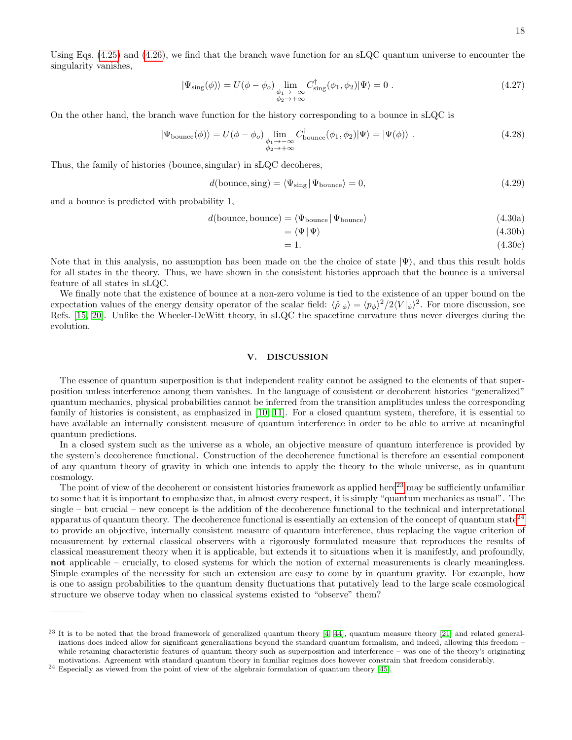Using Eqs. (4.25) and (4.26), we find that the branch wave function for an sLQC quantum universe to encounter the singularity vanishes,

$$|\Psi_{\rm sing}(\phi)\rangle = U(\phi - \phi_o) \lim_{\substack{\phi_1 \to -\infty \\ \phi_2 \to +\infty}} C^\dagger_{\rm sing}(\phi_1, \phi_2)|\Psi\rangle = 0 \; . \tag{4.27}$$

On the other hand, the branch wave function for the history corresponding to a bounce in sLQC is

$$|\Psi_{\rm bounce}(\phi)\rangle = U(\phi - \phi_o) \lim_{\substack{\phi_1 \to -\infty \\ \phi_2 \to +\infty}} C^\dagger_{\rm bounce}(\phi_1, \phi_2)|\Psi\rangle = |\Psi(\phi)\rangle \; . \tag{4.28}$$

Thus, the family of histories (bounce, singular) in sLQC decoheres,

$$d({\rm bounce}, {\rm sing}) = \langle \Psi_{\rm sing} \,|\, \Psi_{\rm bounce}\rangle = 0, \tag{4.29}$$

and a bounce is predicted with probability 1,

$$d({\rm bounce}, {\rm bounce}) = \langle \Psi_{\rm bounce} \,|\, \Psi_{\rm bounce}\rangle \tag{4.30a}$$

$$= \langle \Psi \,|\, \Psi\rangle \tag{4.30b}$$

$$= 1. \tag{4.30c}$$

Note that in this analysis, no assumption has been made on the the choice of state $|\Psi\rangle$, and thus this result holds for all states in the theory. Thus, we have shown in the consistent histories approach that the bounce is a universal feature of all states in sLQC.

We finally note that the existence of bounce at a non-zero volume is tied to the existence of an upper bound on the expectation values of the energy density operator of the scalar field: $\langle\hat{\rho}|_\phi\rangle = \langle p_\phi\rangle^2/2\langle V|_\phi\rangle^2$. For more discussion, see Refs. [15, 20]. Unlike the Wheeler-DeWitt theory, in sLQC the spacetime curvature thus never diverges during the evolution.

## V. DISCUSSION

The essence of quantum superposition is that independent reality cannot be assigned to the elements of that superposition unless interference among them vanishes. In the language of consistent or decoherent histories "generalized" quantum mechanics, physical probabilities cannot be inferred from the transition amplitudes unless the corresponding family of histories is consistent, as emphasized in [10, 11]. For a closed quantum system, therefore, it is essential to have available an internally consistent measure of quantum interference in order to be able to arrive at meaningful quantum predictions.

In a closed system such as the universe as a whole, an objective measure of quantum interference is provided by the system's decoherence functional. Construction of the decoherence functional is therefore an essential component of any quantum theory of gravity in which one intends to apply the theory to the whole universe, as in quantum cosmology.

The point of view of the decoherent or consistent histories framework as applied here[23] may be sufficiently unfamiliar to some that it is important to emphasize that, in almost every respect, it is simply "quantum mechanics as usual". The single – but crucial – new concept is the addition of the decoherence functional to the technical and interpretational apparatus of quantum theory. The decoherence functional is essentially an extension of the concept of quantum state[24] to provide an objective, internally consistent measure of quantum interference, thus replacing the vague criterion of measurement by external classical observers with a rigorously formulated measure that reproduces the results of classical measurement theory when it is applicable, but extends it to situations when it is manifestly, and profoundly, **not** applicable – crucially, to closed systems for which the notion of external measurements is clearly meaningless. Simple examples of the necessity for such an extension are easy to come by in quantum gravity. For example, how is one to assign probabilities to the quantum density fluctuations that putatively lead to the large scale cosmological structure we observe today when no classical systems existed to "observe" them?

---

[23] It is to be noted that the broad framework of generalized quantum theory [4, 44], quantum measure theory [21] and related generalizations does indeed allow for significant generalizations beyond the standard quantum formalism, and indeed, allowing this freedom – while retaining characteristic features of quantum theory such as superposition and interference – was one of the theory's originating motivations. Agreement with standard quantum theory in familiar regimes does however constrain that freedom considerably.

[24] Especially as viewed from the point of view of the algebraic formulation of quantum theory [45].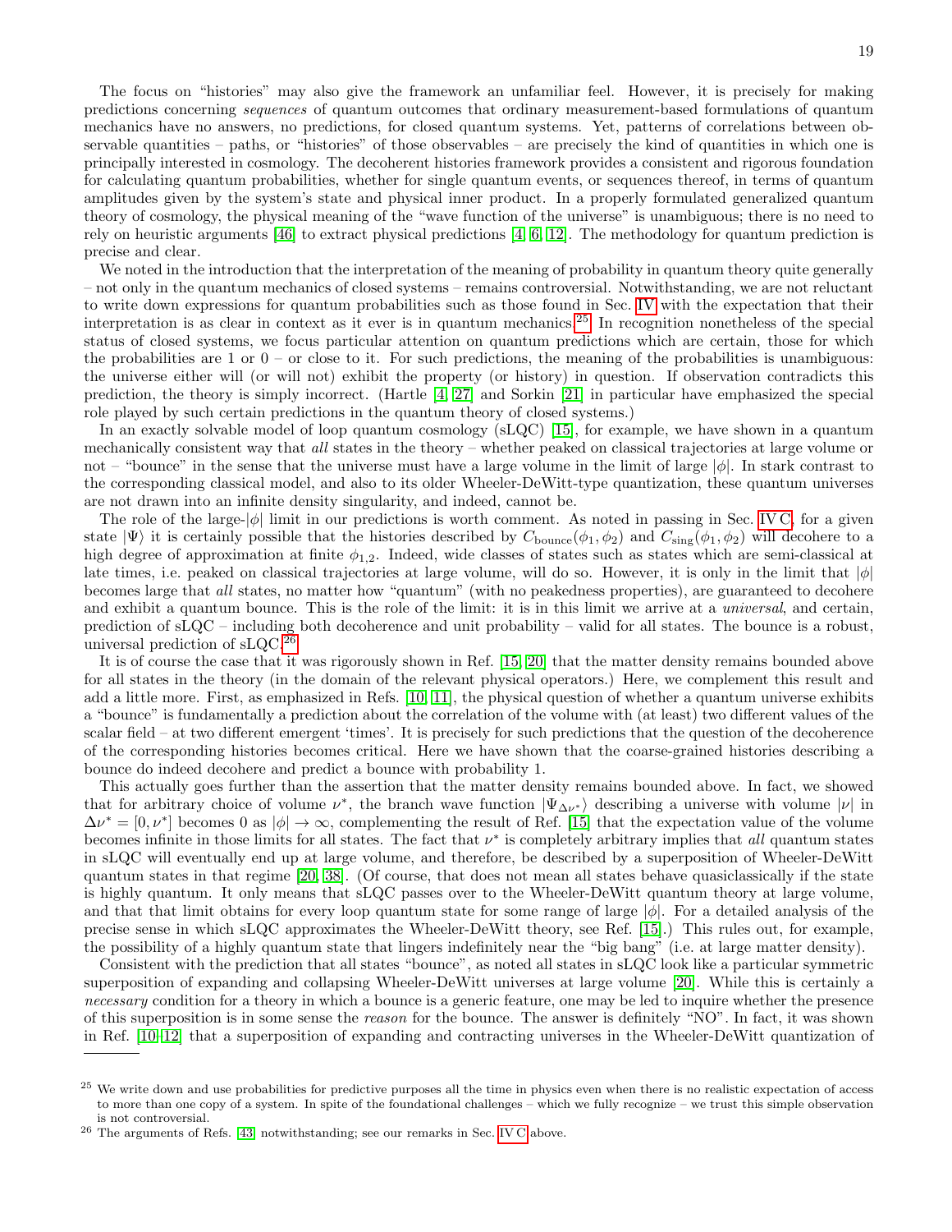The focus on "histories" may also give the framework an unfamiliar feel. However, it is precisely for making predictions concerning *sequences* of quantum outcomes that ordinary measurement-based formulations of quantum mechanics have no answers, no predictions, for closed quantum systems. Yet, patterns of correlations between observable quantities – paths, or "histories" of those observables – are precisely the kind of quantities in which one is principally interested in cosmology. The decoherent histories framework provides a consistent and rigorous foundation for calculating quantum probabilities, whether for single quantum events, or sequences thereof, in terms of quantum amplitudes given by the system's state and physical inner product. In a properly formulated generalized quantum theory of cosmology, the physical meaning of the "wave function of the universe" is unambiguous; there is no need to rely on heuristic arguments [46] to extract physical predictions [4, 6, 12]. The methodology for quantum prediction is precise and clear.

We noted in the introduction that the interpretation of the meaning of probability in quantum theory quite generally – not only in the quantum mechanics of closed systems – remains controversial. Notwithstanding, we are not reluctant to write down expressions for quantum probabilities such as those found in Sec. IV with the expectation that their interpretation is as clear in context as it ever is in quantum mechanics.[25] In recognition nonetheless of the special status of closed systems, we focus particular attention on quantum predictions which are certain, those for which the probabilities are 1 or 0 – or close to it. For such predictions, the meaning of the probabilities is unambiguous: the universe either will (or will not) exhibit the property (or history) in question. If observation contradicts this prediction, the theory is simply incorrect. (Hartle [4, 27] and Sorkin [21] in particular have emphasized the special role played by such certain predictions in the quantum theory of closed systems.)

In an exactly solvable model of loop quantum cosmology (sLQC) [15], for example, we have shown in a quantum mechanically consistent way that *all* states in the theory – whether peaked on classical trajectories at large volume or not – "bounce" in the sense that the universe must have a large volume in the limit of large $|\phi|$. In stark contrast to the corresponding classical model, and also to its older Wheeler-DeWitt-type quantization, these quantum universes are not drawn into an infinite density singularity, and indeed, cannot be.

The role of the large-$|\phi|$ limit in our predictions is worth comment. As noted in passing in Sec. IV C, for a given state $|\Psi\rangle$ it is certainly possible that the histories described by $C_{\rm bounce}(\phi_1, \phi_2)$ and $C_{\rm sing}(\phi_1, \phi_2)$ will decohere to a high degree of approximation at finite $\phi_{1,2}$. Indeed, wide classes of states such as states which are semi-classical at late times, i.e. peaked on classical trajectories at large volume, will do so. However, it is only in the limit that $|\phi|$ becomes large that *all* states, no matter how "quantum" (with no peakedness properties), are guaranteed to decohere and exhibit a quantum bounce. This is the role of the limit: it is in this limit we arrive at a *universal*, and certain, prediction of sLQC – including both decoherence and unit probability – valid for all states. The bounce is a robust, universal prediction of sLQC.[26]

It is of course the case that it was rigorously shown in Ref. [15, 20] that the matter density remains bounded above for all states in the theory (in the domain of the relevant physical operators.) Here, we complement this result and add a little more. First, as emphasized in Refs. [10, 11], the physical question of whether a quantum universe exhibits a "bounce" is fundamentally a prediction about the correlation of the volume with (at least) two different values of the scalar field – at two different emergent 'times'. It is precisely for such predictions that the question of the decoherence of the corresponding histories becomes critical. Here we have shown that the coarse-grained histories describing a bounce do indeed decohere and predict a bounce with probability 1.

This actually goes further than the assertion that the matter density remains bounded above. In fact, we showed that for arbitrary choice of volume $\nu^*$, the branch wave function $|\Psi_{\Delta\nu^*}\rangle$ describing a universe with volume $|\nu|$ in $\Delta\nu^* = [0, \nu^*]$ becomes 0 as $|\phi| \to \infty$, complementing the result of Ref. [15] that the expectation value of the volume becomes infinite in those limits for all states. The fact that $\nu^*$ is completely arbitrary implies that *all* quantum states in sLQC will eventually end up at large volume, and therefore, be described by a superposition of Wheeler-DeWitt quantum states in that regime [20, 38]. (Of course, that does not mean all states behave quasiclassically if the state is highly quantum. It only means that sLQC passes over to the Wheeler-DeWitt quantum theory at large volume, and that that limit obtains for every loop quantum state for some range of large $|\phi|$. For a detailed analysis of the precise sense in which sLQC approximates the Wheeler-DeWitt theory, see Ref. [15].) This rules out, for example, the possibility of a highly quantum state that lingers indefinitely near the "big bang" (i.e. at large matter density).

Consistent with the prediction that all states "bounce", as noted all states in sLQC look like a particular symmetric superposition of expanding and collapsing Wheeler-DeWitt universes at large volume [20]. While this is certainly a *necessary* condition for a theory in which a bounce is a generic feature, one may be led to inquire whether the presence of this superposition is in some sense the *reason* for the bounce. The answer is definitely "NO". In fact, it was shown in Ref. [10–12] that a superposition of expanding and contracting universes in the Wheeler-DeWitt quantization of

---

[25] We write down and use probabilities for predictive purposes all the time in physics even when there is no realistic expectation of access to more than one copy of a system. In spite of the foundational challenges – which we fully recognize – we trust this simple observation is not controversial.

[26] The arguments of Refs. [43] notwithstanding; see our remarks in Sec. IV C above.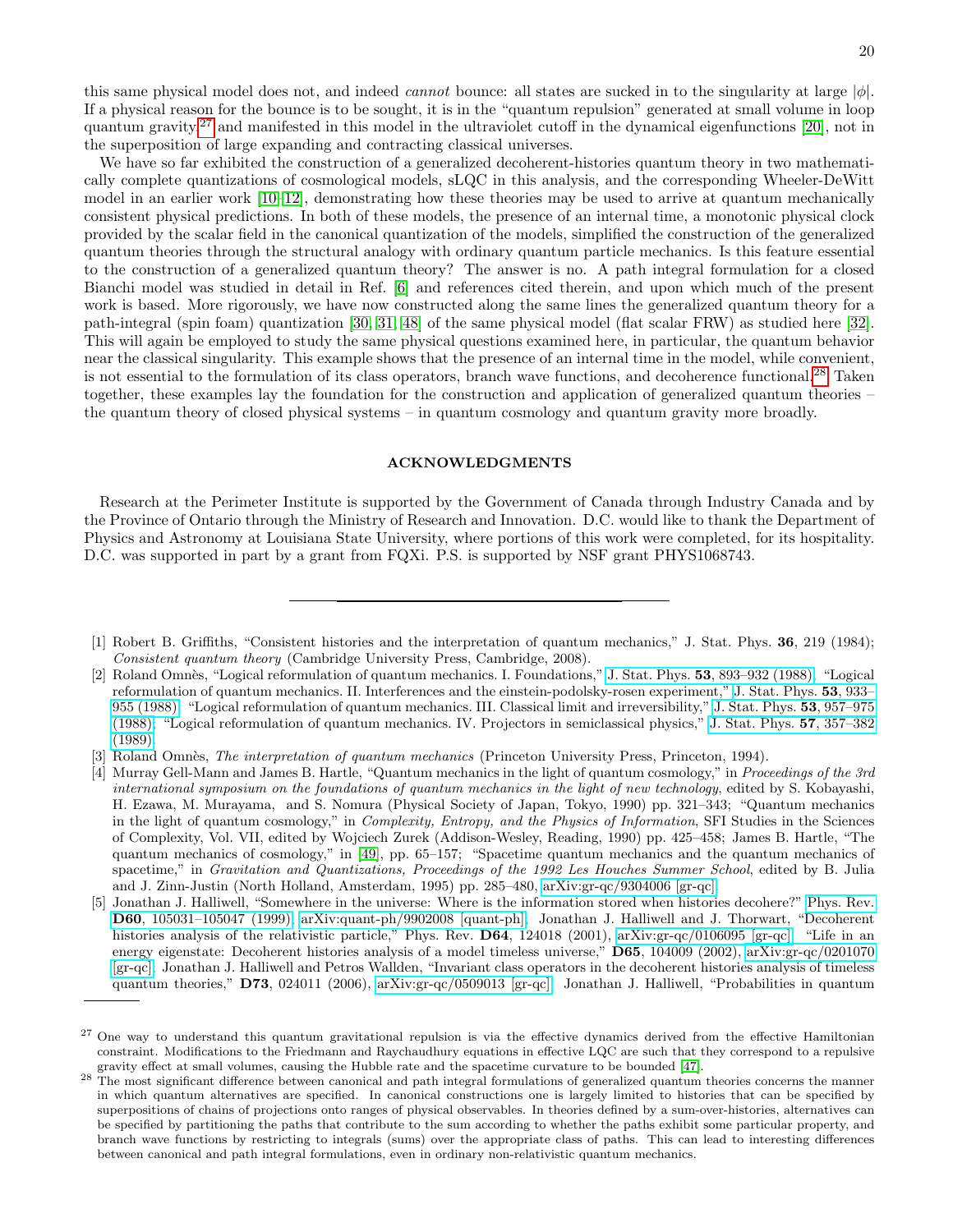this same physical model does not, and indeed *cannot* bounce: all states are sucked in to the singularity at large $|\phi|$. If a physical reason for the bounce is to be sought, it is in the "quantum repulsion" generated at small volume in loop quantum gravity[27] and manifested in this model in the ultraviolet cutoff in the dynamical eigenfunctions [20], not in the superposition of large expanding and contracting classical universes.

We have so far exhibited the construction of a generalized decoherent-histories quantum theory in two mathematically complete quantizations of cosmological models, sLQC in this analysis, and the corresponding Wheeler-DeWitt model in an earlier work [10–12], demonstrating how these theories may be used to arrive at quantum mechanically consistent physical predictions. In both of these models, the presence of an internal time, a monotonic physical clock provided by the scalar field in the canonical quantization of the models, simplified the construction of the generalized quantum theories through the structural analogy with ordinary quantum particle mechanics. Is this feature essential to the construction of a generalized quantum theory? The answer is no. A path integral formulation for a closed Bianchi model was studied in detail in Ref. [6] and references cited therein, and upon which much of the present work is based. More rigorously, we have now constructed along the same lines the generalized quantum theory for a path-integral (spin foam) quantization [30, 31, 48] of the same physical model (flat scalar FRW) as studied here [32]. This will again be employed to study the same physical questions examined here, in particular, the quantum behavior near the classical singularity. This example shows that the presence of an internal time in the model, while convenient, is not essential to the formulation of its class operators, branch wave functions, and decoherence functional.[28] Taken together, these examples lay the foundation for the construction and application of generalized quantum theories – the quantum theory of closed physical systems – in quantum cosmology and quantum gravity more broadly.

## ACKNOWLEDGMENTS

Research at the Perimeter Institute is supported by the Government of Canada through Industry Canada and by the Province of Ontario through the Ministry of Research and Innovation. D.C. would like to thank the Department of Physics and Astronomy at Louisiana State University, where portions of this work were completed, for its hospitality. D.C. was supported in part by a grant from FQXi. P.S. is supported by NSF grant PHYS1068743.

---

[1] Robert B. Griffiths, "Consistent histories and the interpretation of quantum mechanics," J. Stat. Phys. **36**, 219 (1984); *Consistent quantum theory* (Cambridge University Press, Cambridge, 2008).

[2] Roland Omnès, "Logical reformulation of quantum mechanics. I. Foundations," J. Stat. Phys. **53**, 893–932 (1988); "Logical reformulation of quantum mechanics. II. Interferences and the einstein-podolsky-rosen experiment," J. Stat. Phys. **53**, 933–955 (1988); "Logical reformulation of quantum mechanics. III. Classical limit and irreversibility," J. Stat. Phys. **53**, 957–975 (1988); "Logical reformulation of quantum mechanics. IV. Projectors in semiclassical physics," J. Stat. Phys. **57**, 357–382 (1989).

[3] Roland Omnès, *The interpretation of quantum mechanics* (Princeton University Press, Princeton, 1994).

[4] Murray Gell-Mann and James B. Hartle, "Quantum mechanics in the light of quantum cosmology," in *Proceedings of the 3rd international symposium on the foundations of quantum mechanics in the light of new technology*, edited by S. Kobayashi, H. Ezawa, M. Murayama, and S. Nomura (Physical Society of Japan, Tokyo, 1990) pp. 321–343; "Quantum mechanics in the light of quantum cosmology," in *Complexity, Entropy, and the Physics of Information*, SFI Studies in the Sciences of Complexity, Vol. VII, edited by Wojciech Zurek (Addison-Wesley, Reading, 1990) pp. 425–458; James B. Hartle, "The quantum mechanics of cosmology," in [49], pp. 65–157; "Spacetime quantum mechanics and the quantum mechanics of spacetime," in *Gravitation and Quantizations, Proceedings of the 1992 Les Houches Summer School*, edited by B. Julia and J. Zinn-Justin (North Holland, Amsterdam, 1995) pp. 285–480, arXiv:gr-qc/9304006 [gr-qc].

[5] Jonathan J. Halliwell, "Somewhere in the universe: Where is the information stored when histories decohere?" Phys. Rev. **D60**, 105031–105047 (1999), arXiv:quant-ph/9902008 [quant-ph]; Jonathan J. Halliwell and J. Thorwart, "Decoherent histories analysis of the relativistic particle," Phys. Rev. **D64**, 124018 (2001), arXiv:gr-qc/0106095 [gr-qc]; "Life in an energy eigenstate: Decoherent histories analysis of a model timeless universe," **D65**, 104009 (2002), arXiv:gr-qc/0201070 [gr-qc]; Jonathan J. Halliwell and Petros Wallden, "Invariant class operators in the decoherent histories analysis of timeless quantum theories," **D73**, 024011 (2006), arXiv:gr-qc/0509013 [gr-qc]; Jonathan J. Halliwell, "Probabilities in quantum

---

[27] One way to understand this quantum gravitational repulsion is via the effective dynamics derived from the effective Hamiltonian constraint. Modifications to the Friedmann and Raychaudhury equations in effective LQC are such that they correspond to a repulsive gravity effect at small volumes, causing the Hubble rate and the spacetime curvature to be bounded [47].

[28] The most significant difference between canonical and path integral formulations of generalized quantum theories concerns the manner in which quantum alternatives are specified. In canonical constructions one is largely limited to histories that can be specified by superpositions of chains of projections onto ranges of physical observables. In theories defined by a sum-over-histories, alternatives can be specified by partitioning the paths that contribute to the sum according to whether the paths exhibit some particular property, and branch wave functions by restricting to integrals (sums) over the appropriate class of paths. This can lead to interesting differences between canonical and path integral formulations, even in ordinary non-relativistic quantum mechanics.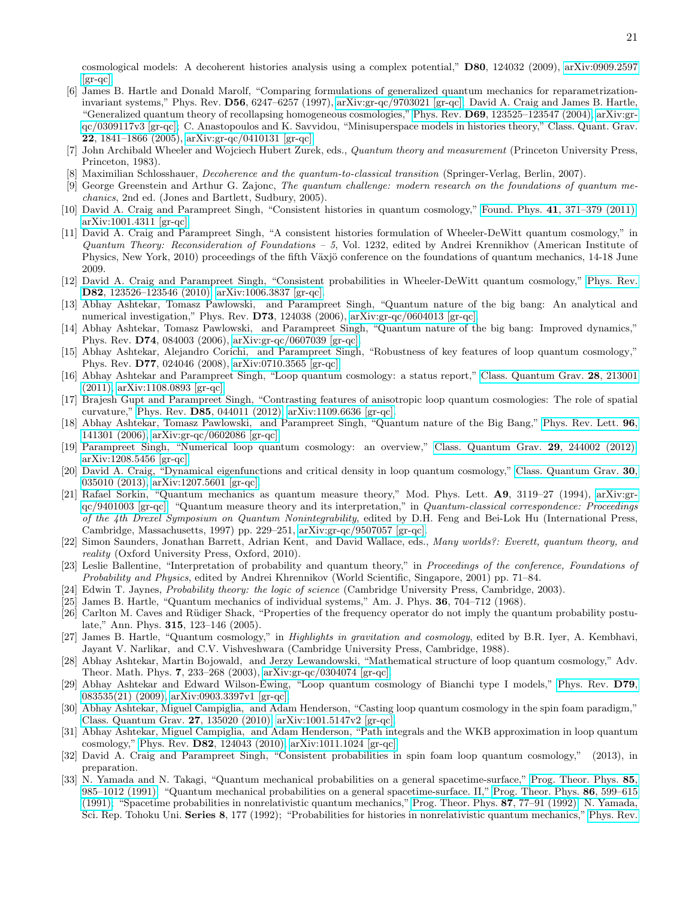cosmological models: A decoherent histories analysis using a complex potential," **D80**, 124032 (2009), arXiv:0909.2597 [gr-qc].

- [6] James B. Hartle and Donald Marolf, "Comparing formulations of generalized quantum mechanics for reparametrization-invariant systems," Phys. Rev. **D56**, 6247–6257 (1997), arXiv:gr-qc/9703021 [gr-qc]; David A. Craig and James B. Hartle, "Generalized quantum theory of recollapsing homogeneous cosmologies," Phys. Rev. **D69**, 123525–123547 (2004), arXiv:gr-qc/0309117v3 [gr-qc]; C. Anastopoulos and K. Savvidou, "Minisuperspace models in histories theory," Class. Quant. Grav. **22**, 1841–1866 (2005), arXiv:gr-qc/0410131 [gr-qc].
- [7] John Archibald Wheeler and Wojciech Hubert Zurek, eds., *Quantum theory and measurement* (Princeton University Press, Princeton, 1983).
- [8] Maximilian Schlosshauer, *Decoherence and the quantum-to-classical transition* (Springer-Verlag, Berlin, 2007).
- [9] George Greenstein and Arthur G. Zajonc, *The quantum challenge: modern research on the foundations of quantum mechanics*, 2nd ed. (Jones and Bartlett, Sudbury, 2005).
- [10] David A. Craig and Parampreet Singh, "Consistent histories in quantum cosmology," Found. Phys. **41**, 371–379 (2011), arXiv:1001.4311 [gr-qc].
- [11] David A. Craig and Parampreet Singh, "A consistent histories formulation of Wheeler-DeWitt quantum cosmology," in *Quantum Theory: Reconsideration of Foundations – 5*, Vol. 1232, edited by Andrei Krennikhov (American Institute of Physics, New York, 2010) proceedings of the fifth Växjö conference on the foundations of quantum mechanics, 14-18 June 2009.
- [12] David A. Craig and Parampreet Singh, "Consistent probabilities in Wheeler-DeWitt quantum cosmology," Phys. Rev. **D82**, 123526–123546 (2010), arXiv:1006.3837 [gr-qc].
- [13] Abhay Ashtekar, Tomasz Pawlowski, and Parampreet Singh, "Quantum nature of the big bang: An analytical and numerical investigation," Phys. Rev. **D73**, 124038 (2006), arXiv:gr-qc/0604013 [gr-qc].
- [14] Abhay Ashtekar, Tomasz Pawlowski, and Parampreet Singh, "Quantum nature of the big bang: Improved dynamics," Phys. Rev. **D74**, 084003 (2006), arXiv:gr-qc/0607039 [gr-qc].
- [15] Abhay Ashtekar, Alejandro Corichi, and Parampreet Singh, "Robustness of key features of loop quantum cosmology," Phys. Rev. **D77**, 024046 (2008), arXiv:0710.3565 [gr-qc].
- [16] Abhay Ashtekar and Parampreet Singh, "Loop quantum cosmology: a status report," Class. Quantum Grav. **28**, 213001 (2011), arXiv:1108.0893 [gr-qc].
- [17] Brajesh Gupt and Parampreet Singh, "Contrasting features of anisotropic loop quantum cosmologies: The role of spatial curvature," Phys. Rev. **D85**, 044011 (2012), arXiv:1109.6636 [gr-qc].
- [18] Abhay Ashtekar, Tomasz Pawlowski, and Parampreet Singh, "Quantum nature of the Big Bang," Phys. Rev. Lett. **96**, 141301 (2006), arXiv:gr-qc/0602086 [gr-qc].
- [19] Parampreet Singh, "Numerical loop quantum cosmology: an overview," Class. Quantum Grav. **29**, 244002 (2012), arXiv:1208.5456 [gr-qc].
- [20] David A. Craig, "Dynamical eigenfunctions and critical density in loop quantum cosmology," Class. Quantum Grav. **30**, 035010 (2013), arXiv:1207.5601 [gr-qc].
- [21] Rafael Sorkin, "Quantum mechanics as quantum measure theory," Mod. Phys. Lett. **A9**, 3119–27 (1994), arXiv:gr-qc/9401003 [gr-qc]; "Quantum measure theory and its interpretation," in *Quantum-classical correspondence: Proceedings of the 4th Drexel Symposium on Quantum Nonintegrability*, edited by D.H. Feng and Bei-Lok Hu (International Press, Cambridge, Massachusetts, 1997) pp. 229–251, arXiv:gr-qc/9507057 [gr-qc].
- [22] Simon Saunders, Jonathan Barrett, Adrian Kent, and David Wallace, eds., *Many worlds?: Everett, quantum theory, and reality* (Oxford University Press, Oxford, 2010).
- [23] Leslie Ballentine, "Interpretation of probability and quantum theory," in *Proceedings of the conference, Foundations of Probability and Physics*, edited by Andrei Khrennikov (World Scientific, Singapore, 2001) pp. 71–84.
- [24] Edwin T. Jaynes, *Probability theory: the logic of science* (Cambridge University Press, Cambridge, 2003).
- [25] James B. Hartle, "Quantum mechanics of individual systems," Am. J. Phys. **36**, 704–712 (1968).
- [26] Carlton M. Caves and Rüdiger Shack, "Properties of the frequency operator do not imply the quantum probability postulate," Ann. Phys. **315**, 123–146 (2005).
- [27] James B. Hartle, "Quantum cosmology," in *Highlights in gravitation and cosmology*, edited by B.R. Iyer, A. Kembhavi, Jayant V. Narlikar, and C.V. Vishveshwara (Cambridge University Press, Cambridge, 1988).
- [28] Abhay Ashtekar, Martin Bojowald, and Jerzy Lewandowski, "Mathematical structure of loop quantum cosmology," Adv. Theor. Math. Phys. **7**, 233–268 (2003), arXiv:gr-qc/0304074 [gr-qc].
- [29] Abhay Ashtekar and Edward Wilson-Ewing, "Loop quantum cosmology of Bianchi type I models," Phys. Rev. **D79**, 083535(21) (2009), arXiv:0903.3397v1 [gr-qc].
- [30] Abhay Ashtekar, Miguel Campiglia, and Adam Henderson, "Casting loop quantum cosmology in the spin foam paradigm," Class. Quantum Grav. **27**, 135020 (2010), arXiv:1001.5147v2 [gr-qc].
- [31] Abhay Ashtekar, Miguel Campiglia, and Adam Henderson, "Path integrals and the WKB approximation in loop quantum cosmology," Phys. Rev. **D82**, 124043 (2010), arXiv:1011.1024 [gr-qc].
- [32] David A. Craig and Parampreet Singh, "Consistent probabilities in spin foam loop quantum cosmology," (2013), in preparation.
- [33] N. Yamada and N. Takagi, "Quantum mechanical probabilities on a general spacetime-surface," Prog. Theor. Phys. **85**, 985–1012 (1991); "Quantum mechanical probabilities on a general spacetime-surface. II," Prog. Theor. Phys. **86**, 599–615 (1991); "Spacetime probabilities in nonrelativistic quantum mechanics," Prog. Theor. Phys. **87**, 77–91 (1992); N. Yamada, Sci. Rep. Tohoku Uni. **Series 8**, 177 (1992); "Probabilities for histories in nonrelativistic quantum mechanics," Phys. Rev.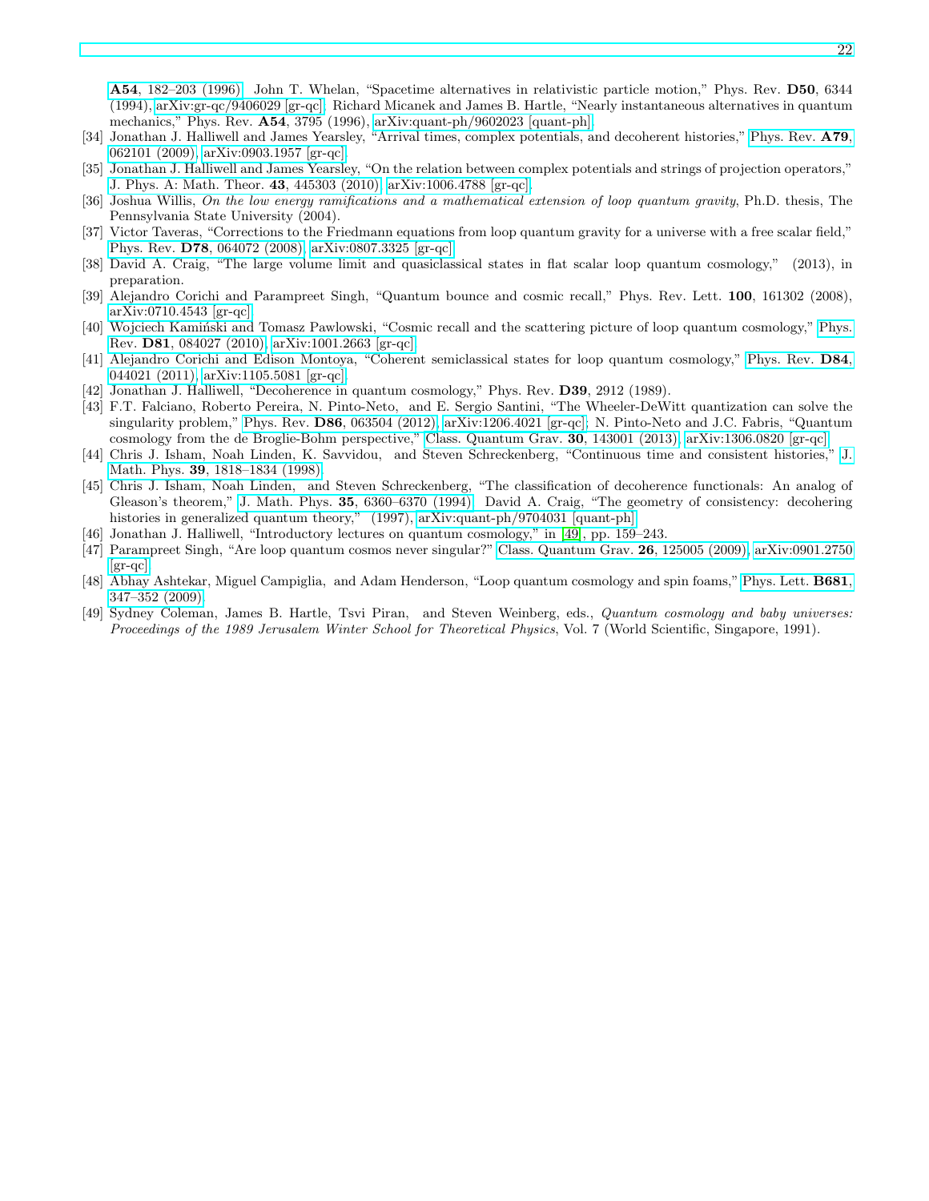**A54**, 182–203 (1996); John T. Whelan, "Spacetime alternatives in relativistic particle motion," Phys. Rev. **D50**, 6344 (1994), arXiv:gr-qc/9406029 [gr-qc]; Richard Micanek and James B. Hartle, "Nearly instantaneous alternatives in quantum mechanics," Phys. Rev. **A54**, 3795 (1996), arXiv:quant-ph/9602023 [quant-ph].

[34] Jonathan J. Halliwell and James Yearsley, "Arrival times, complex potentials, and decoherent histories," Phys. Rev. **A79**, 062101 (2009), arXiv:0903.1957 [gr-qc].

[35] Jonathan J. Halliwell and James Yearsley, "On the relation between complex potentials and strings of projection operators," J. Phys. A: Math. Theor. **43**, 445303 (2010), arXiv:1006.4788 [gr-qc].

[36] Joshua Willis, *On the low energy ramifications and a mathematical extension of loop quantum gravity*, Ph.D. thesis, The Pennsylvania State University (2004).

[37] Victor Taveras, "Corrections to the Friedmann equations from loop quantum gravity for a universe with a free scalar field," Phys. Rev. **D78**, 064072 (2008), arXiv:0807.3325 [gr-qc].

[38] David A. Craig, "The large volume limit and quasiclassical states in flat scalar loop quantum cosmology," (2013), in preparation.

[39] Alejandro Corichi and Parampreet Singh, "Quantum bounce and cosmic recall," Phys. Rev. Lett. **100**, 161302 (2008), arXiv:0710.4543 [gr-qc].

[40] Wojciech Kamiński and Tomasz Pawlowski, "Cosmic recall and the scattering picture of loop quantum cosmology," Phys. Rev. **D81**, 084027 (2010), arXiv:1001.2663 [gr-qc].

[41] Alejandro Corichi and Edison Montoya, "Coherent semiclassical states for loop quantum cosmology," Phys. Rev. **D84**, 044021 (2011), arXiv:1105.5081 [gr-qc].

[42] Jonathan J. Halliwell, "Decoherence in quantum cosmology," Phys. Rev. **D39**, 2912 (1989).

[43] F.T. Falciano, Roberto Pereira, N. Pinto-Neto, and E. Sergio Santini, "The Wheeler-DeWitt quantization can solve the singularity problem," Phys. Rev. **D86**, 063504 (2012), arXiv:1206.4021 [gr-qc]; N. Pinto-Neto and J.C. Fabris, "Quantum cosmology from the de Broglie-Bohm perspective," Class. Quantum Grav. **30**, 143001 (2013), arXiv:1306.0820 [gr-qc].

[44] Chris J. Isham, Noah Linden, K. Savvidou, and Steven Schreckenberg, "Continuous time and consistent histories," J. Math. Phys. **39**, 1818–1834 (1998).

[45] Chris J. Isham, Noah Linden, and Steven Schreckenberg, "The classification of decoherence functionals: An analog of Gleason's theorem," J. Math. Phys. **35**, 6360–6370 (1994); David A. Craig, "The geometry of consistency: decohering histories in generalized quantum theory," (1997), arXiv:quant-ph/9704031 [quant-ph].

[46] Jonathan J. Halliwell, "Introductory lectures on quantum cosmology," in [49], pp. 159–243.

[47] Parampreet Singh, "Are loop quantum cosmos never singular?" Class. Quantum Grav. **26**, 125005 (2009), arXiv:0901.2750 [gr-qc].

[48] Abhay Ashtekar, Miguel Campiglia, and Adam Henderson, "Loop quantum cosmology and spin foams," Phys. Lett. **B681**, 347–352 (2009).

[49] Sydney Coleman, James B. Hartle, Tsvi Piran, and Steven Weinberg, eds., *Quantum cosmology and baby universes: Proceedings of the 1989 Jerusalem Winter School for Theoretical Physics*, Vol. 7 (World Scientific, Singapore, 1991).